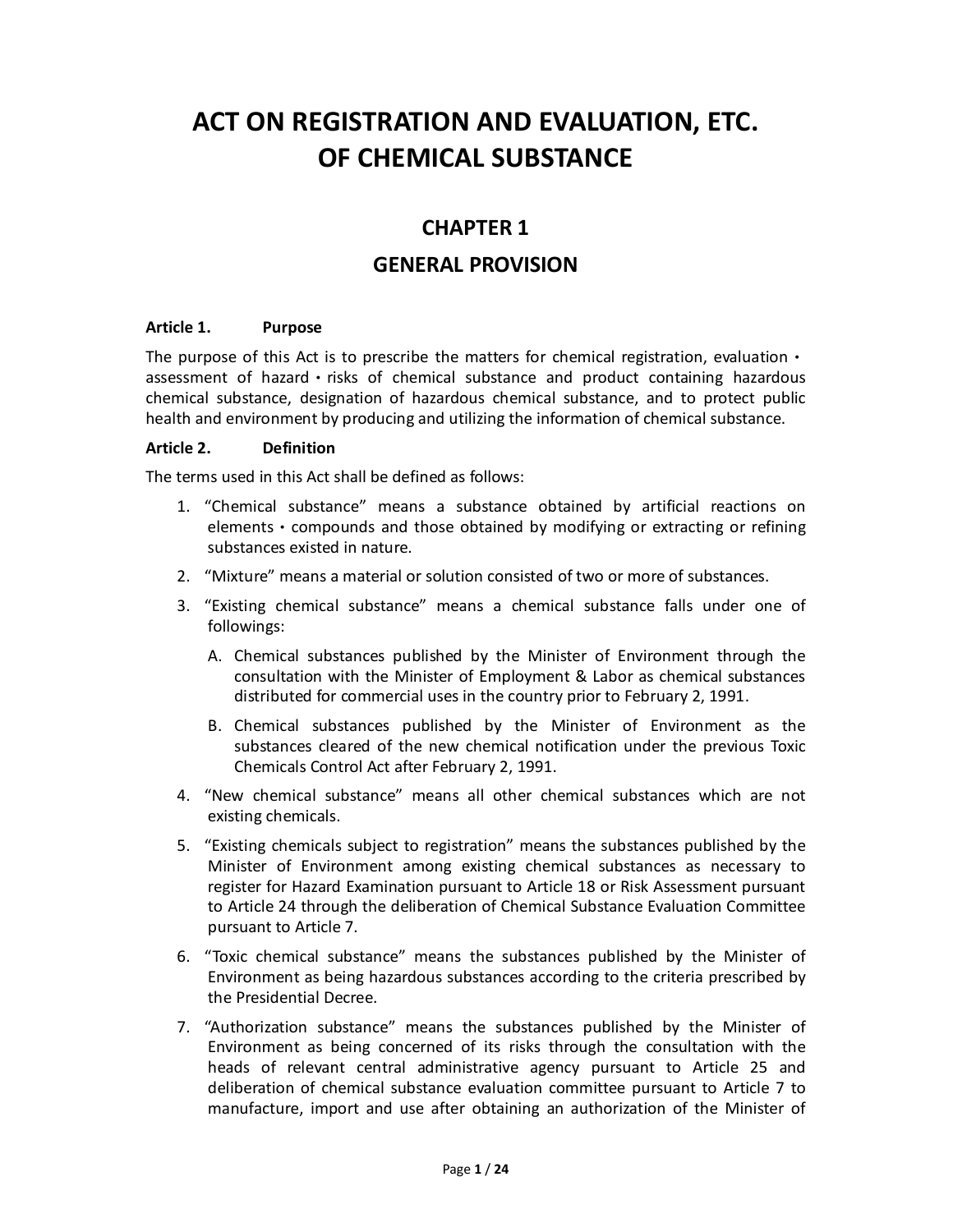# ACT ON REGISTRATION AND EVALUATION, ETC. OF CHEMICAL SUBSTANCE

## CHAPTER 1

## GENERAL PROVISION

**Article 1. Purpose**

The purpose of this Act is to prescribe the matters for chemical registration, evaluation・assessment of hazard・risks of chemical substance and product containing hazardous chemical substance, designation of hazardous chemical substance, and to protect public health and environment by producing and utilizing the information of chemical substance.

**Article 2. Definition**

The terms used in this Act shall be defined as follows:

1. "Chemical substance" means a substance obtained by artificial reactions on elements・compounds and those obtained by modifying or extracting or refining substances existed in nature.
2. "Mixture" means a material or solution consisted of two or more of substances.
3. "Existing chemical substance" means a chemical substance falls under one of followings:
   A. Chemical substances published by the Minister of Environment through the consultation with the Minister of Employment & Labor as chemical substances distributed for commercial uses in the country prior to February 2, 1991.
   B. Chemical substances published by the Minister of Environment as the substances cleared of the new chemical notification under the previous Toxic Chemicals Control Act after February 2, 1991.
4. "New chemical substance" means all other chemical substances which are not existing chemicals.
5. "Existing chemicals subject to registration" means the substances published by the Minister of Environment among existing chemical substances as necessary to register for Hazard Examination pursuant to Article 18 or Risk Assessment pursuant to Article 24 through the deliberation of Chemical Substance Evaluation Committee pursuant to Article 7.
6. "Toxic chemical substance" means the substances published by the Minister of Environment as being hazardous substances according to the criteria prescribed by the Presidential Decree.
7. "Authorization substance" means the substances published by the Minister of Environment as being concerned of its risks through the consultation with the heads of relevant central administrative agency pursuant to Article 25 and deliberation of chemical substance evaluation committee pursuant to Article 7 to manufacture, import and use after obtaining an authorization of the Minister of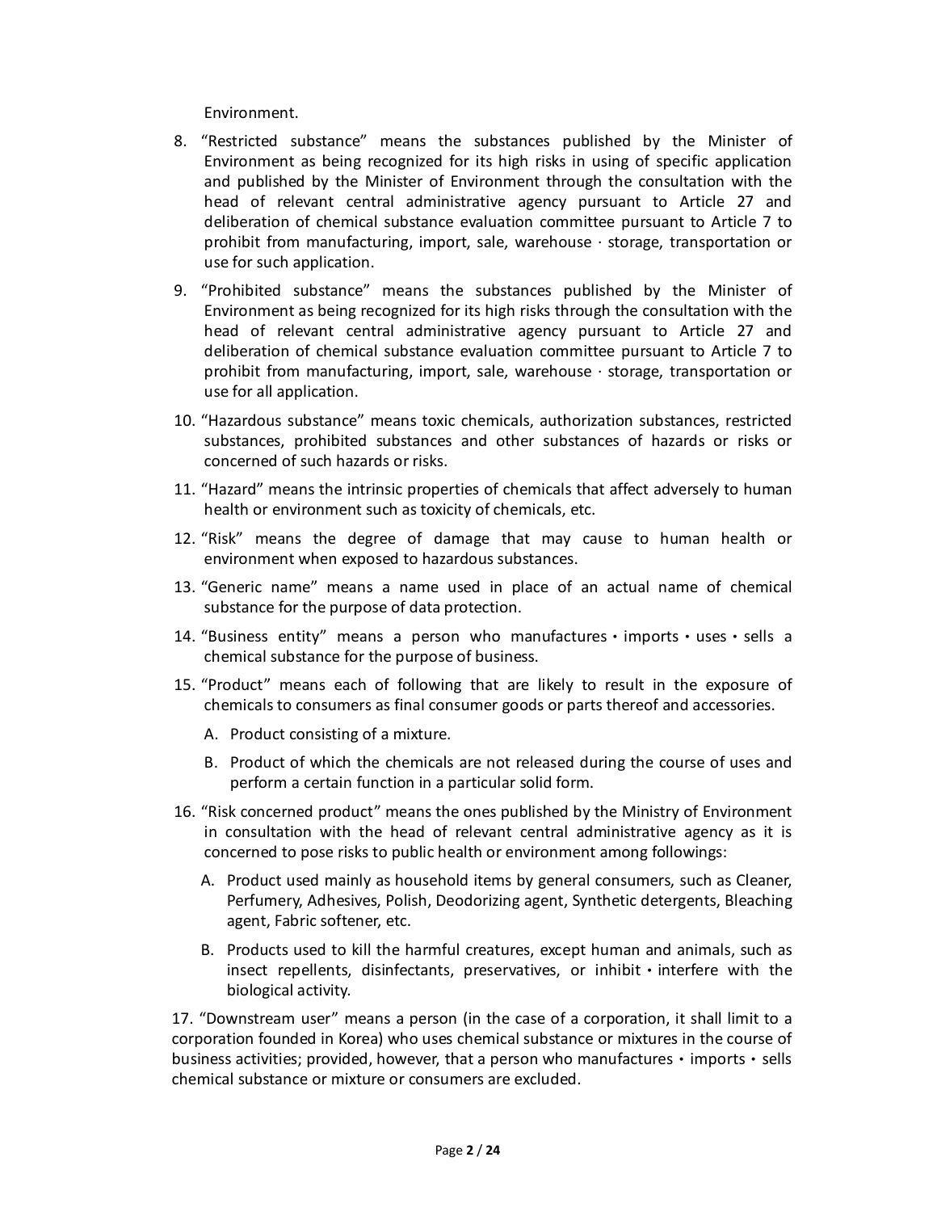Environment.

8. "Restricted substance" means the substances published by the Minister of Environment as being recognized for its high risks in using of specific application and published by the Minister of Environment through the consultation with the head of relevant central administrative agency pursuant to Article 27 and deliberation of chemical substance evaluation committee pursuant to Article 7 to prohibit from manufacturing, import, sale, warehouse · storage, transportation or use for such application.
9. "Prohibited substance" means the substances published by the Minister of Environment as being recognized for its high risks through the consultation with the head of relevant central administrative agency pursuant to Article 27 and deliberation of chemical substance evaluation committee pursuant to Article 7 to prohibit from manufacturing, import, sale, warehouse · storage, transportation or use for all application.
10. "Hazardous substance" means toxic chemicals, authorization substances, restricted substances, prohibited substances and other substances of hazards or risks or concerned of such hazards or risks.
11. "Hazard" means the intrinsic properties of chemicals that affect adversely to human health or environment such as toxicity of chemicals, etc.
12. "Risk" means the degree of damage that may cause to human health or environment when exposed to hazardous substances.
13. "Generic name" means a name used in place of an actual name of chemical substance for the purpose of data protection.
14. "Business entity" means a person who manufactures・imports・uses・sells a chemical substance for the purpose of business.
15. "Product" means each of following that are likely to result in the exposure of chemicals to consumers as final consumer goods or parts thereof and accessories.
    A. Product consisting of a mixture.
    B. Product of which the chemicals are not released during the course of uses and perform a certain function in a particular solid form.
16. "Risk concerned product" means the ones published by the Ministry of Environment in consultation with the head of relevant central administrative agency as it is concerned to pose risks to public health or environment among followings:
    A. Product used mainly as household items by general consumers, such as Cleaner, Perfumery, Adhesives, Polish, Deodorizing agent, Synthetic detergents, Bleaching agent, Fabric softener, etc.
    B. Products used to kill the harmful creatures, except human and animals, such as insect repellents, disinfectants, preservatives, or inhibit・interfere with the biological activity.

17. "Downstream user" means a person (in the case of a corporation, it shall limit to a corporation founded in Korea) who uses chemical substance or mixtures in the course of business activities; provided, however, that a person who manufactures・imports・sells chemical substance or mixture or consumers are excluded.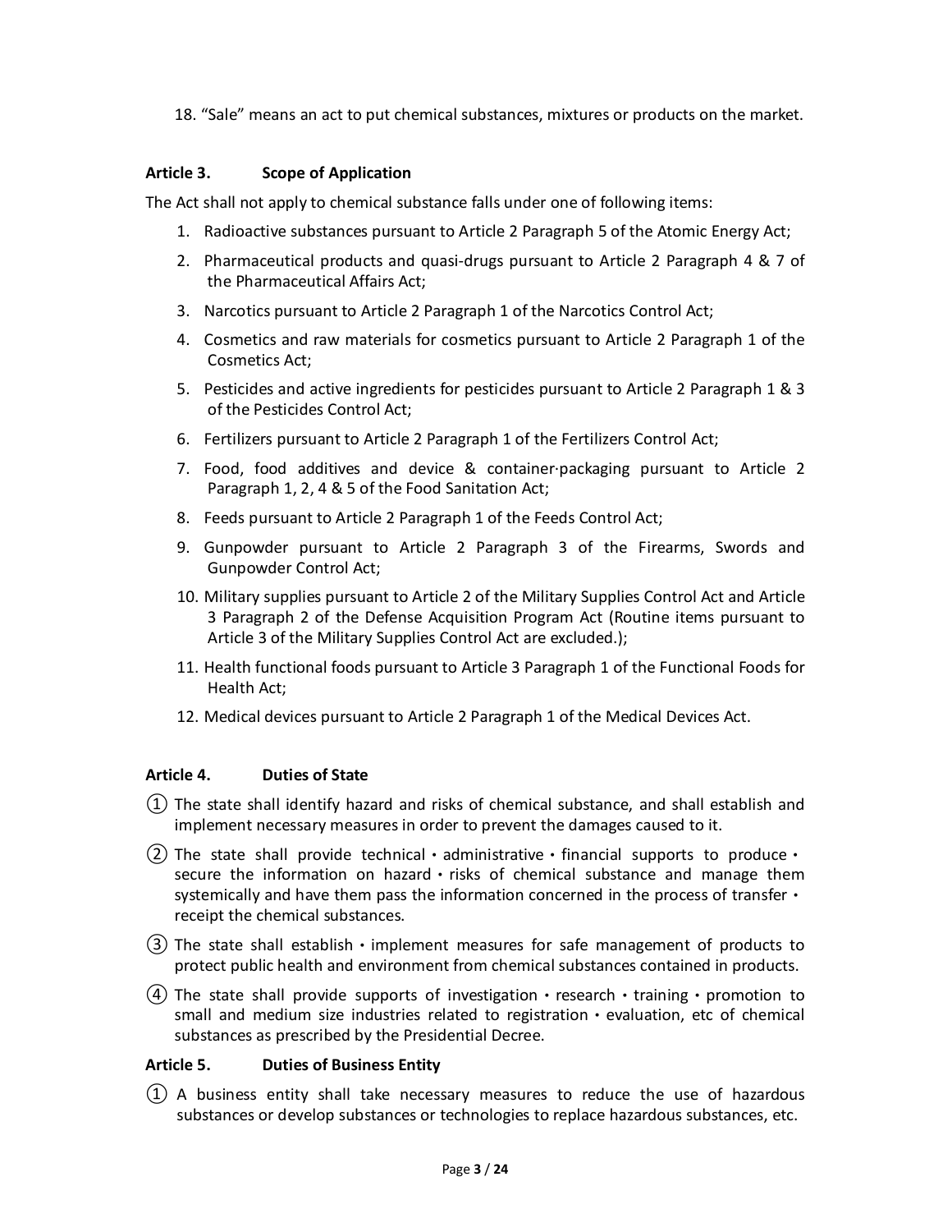18. “Sale” means an act to put chemical substances, mixtures or products on the market.

### Article 3. Scope of Application

The Act shall not apply to chemical substance falls under one of following items:

1. Radioactive substances pursuant to Article 2 Paragraph 5 of the Atomic Energy Act;
2. Pharmaceutical products and quasi-drugs pursuant to Article 2 Paragraph 4 & 7 of the Pharmaceutical Affairs Act;
3. Narcotics pursuant to Article 2 Paragraph 1 of the Narcotics Control Act;
4. Cosmetics and raw materials for cosmetics pursuant to Article 2 Paragraph 1 of the Cosmetics Act;
5. Pesticides and active ingredients for pesticides pursuant to Article 2 Paragraph 1 & 3 of the Pesticides Control Act;
6. Fertilizers pursuant to Article 2 Paragraph 1 of the Fertilizers Control Act;
7. Food, food additives and device & container·packaging pursuant to Article 2 Paragraph 1, 2, 4 & 5 of the Food Sanitation Act;
8. Feeds pursuant to Article 2 Paragraph 1 of the Feeds Control Act;
9. Gunpowder pursuant to Article 2 Paragraph 3 of the Firearms, Swords and Gunpowder Control Act;
10. Military supplies pursuant to Article 2 of the Military Supplies Control Act and Article 3 Paragraph 2 of the Defense Acquisition Program Act (Routine items pursuant to Article 3 of the Military Supplies Control Act are excluded.);
11. Health functional foods pursuant to Article 3 Paragraph 1 of the Functional Foods for Health Act;
12. Medical devices pursuant to Article 2 Paragraph 1 of the Medical Devices Act.

### Article 4. Duties of State

① The state shall identify hazard and risks of chemical substance, and shall establish and implement necessary measures in order to prevent the damages caused to it.

② The state shall provide technical・administrative・financial supports to produce・secure the information on hazard・risks of chemical substance and manage them systemically and have them pass the information concerned in the process of transfer・receipt the chemical substances.

③ The state shall establish・implement measures for safe management of products to protect public health and environment from chemical substances contained in products.

④ The state shall provide supports of investigation・research・training・promotion to small and medium size industries related to registration・evaluation, etc of chemical substances as prescribed by the Presidential Decree.

### Article 5. Duties of Business Entity

① A business entity shall take necessary measures to reduce the use of hazardous substances or develop substances or technologies to replace hazardous substances, etc.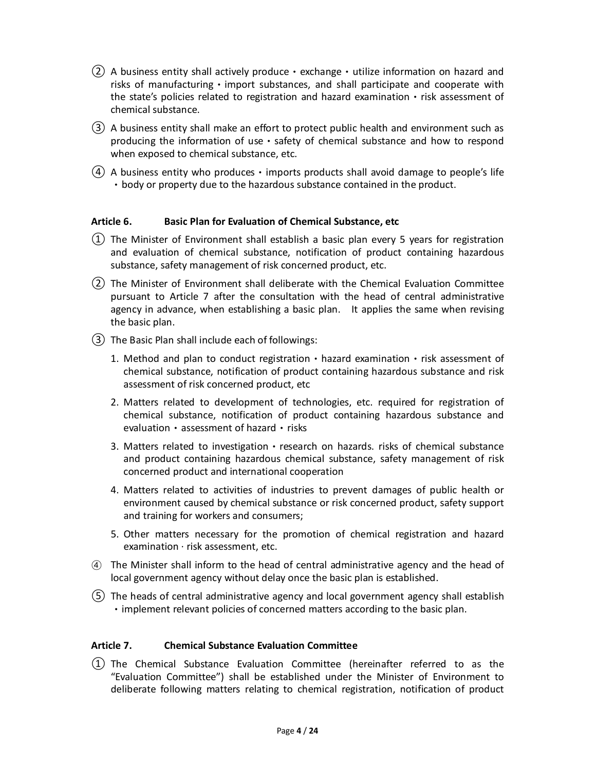② A business entity shall actively produce・exchange・utilize information on hazard and risks of manufacturing・import substances, and shall participate and cooperate with the state's policies related to registration and hazard examination・risk assessment of chemical substance.

③ A business entity shall make an effort to protect public health and environment such as producing the information of use・safety of chemical substance and how to respond when exposed to chemical substance, etc.

④ A business entity who produces・imports products shall avoid damage to people's life・body or property due to the hazardous substance contained in the product.

**Article 6. Basic Plan for Evaluation of Chemical Substance, etc**

① The Minister of Environment shall establish a basic plan every 5 years for registration and evaluation of chemical substance, notification of product containing hazardous substance, safety management of risk concerned product, etc.

② The Minister of Environment shall deliberate with the Chemical Evaluation Committee pursuant to Article 7 after the consultation with the head of central administrative agency in advance, when establishing a basic plan. It applies the same when revising the basic plan.

③ The Basic Plan shall include each of followings:

1. Method and plan to conduct registration・hazard examination・risk assessment of chemical substance, notification of product containing hazardous substance and risk assessment of risk concerned product, etc
2. Matters related to development of technologies, etc. required for registration of chemical substance, notification of product containing hazardous substance and evaluation・assessment of hazard・risks
3. Matters related to investigation・research on hazards. risks of chemical substance and product containing hazardous chemical substance, safety management of risk concerned product and international cooperation
4. Matters related to activities of industries to prevent damages of public health or environment caused by chemical substance or risk concerned product, safety support and training for workers and consumers;
5. Other matters necessary for the promotion of chemical registration and hazard examination · risk assessment, etc.

④ The Minister shall inform to the head of central administrative agency and the head of local government agency without delay once the basic plan is established.

⑤ The heads of central administrative agency and local government agency shall establish・implement relevant policies of concerned matters according to the basic plan.

**Article 7. Chemical Substance Evaluation Committee**

① The Chemical Substance Evaluation Committee (hereinafter referred to as the "Evaluation Committee") shall be established under the Minister of Environment to deliberate following matters relating to chemical registration, notification of product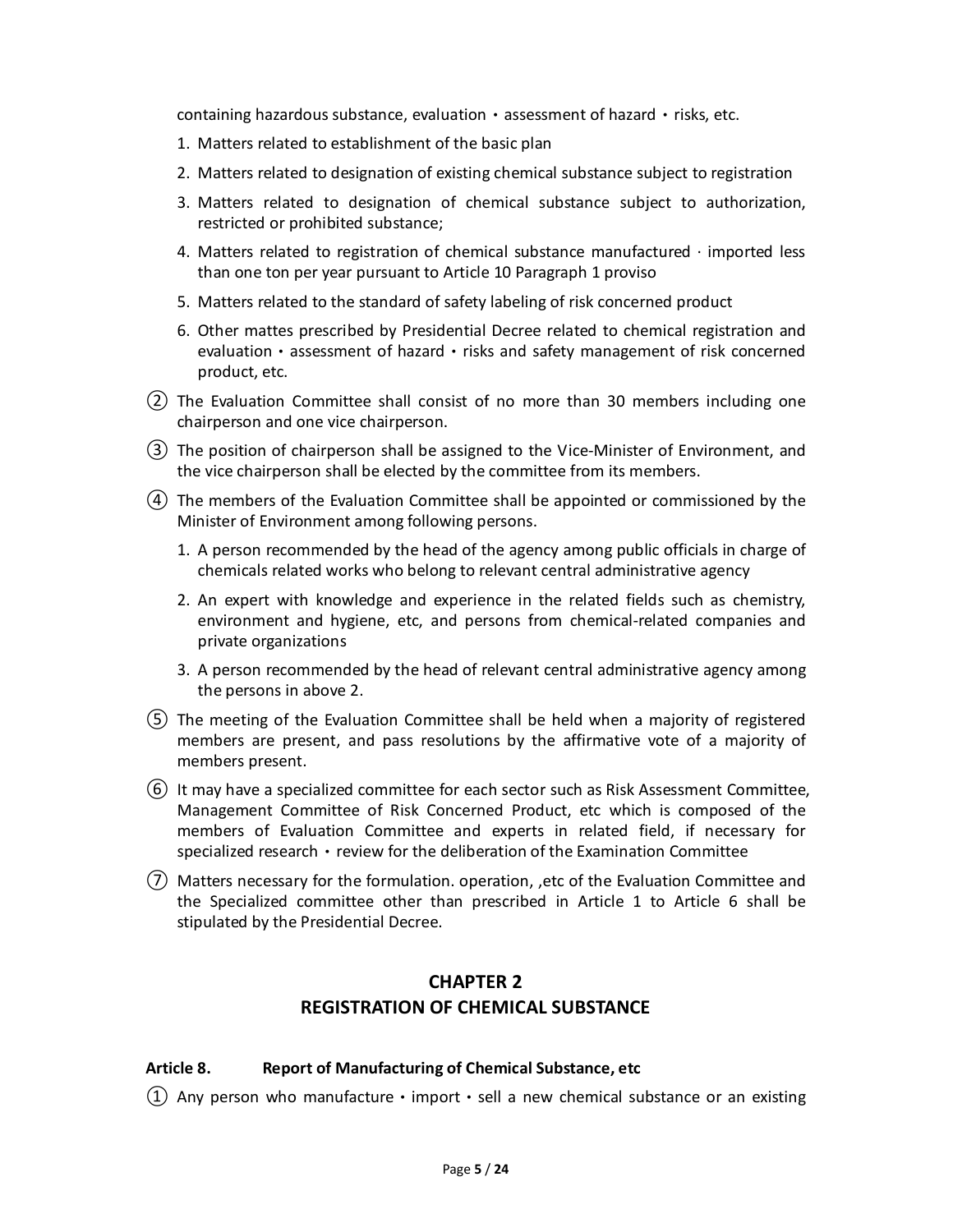containing hazardous substance, evaluation・assessment of hazard・risks, etc.

1. Matters related to establishment of the basic plan
2. Matters related to designation of existing chemical substance subject to registration
3. Matters related to designation of chemical substance subject to authorization, restricted or prohibited substance;
4. Matters related to registration of chemical substance manufactured · imported less than one ton per year pursuant to Article 10 Paragraph 1 proviso
5. Matters related to the standard of safety labeling of risk concerned product
6. Other mattes prescribed by Presidential Decree related to chemical registration and evaluation・assessment of hazard・risks and safety management of risk concerned product, etc.

② The Evaluation Committee shall consist of no more than 30 members including one chairperson and one vice chairperson.

③ The position of chairperson shall be assigned to the Vice-Minister of Environment, and the vice chairperson shall be elected by the committee from its members.

④ The members of the Evaluation Committee shall be appointed or commissioned by the Minister of Environment among following persons.

1. A person recommended by the head of the agency among public officials in charge of chemicals related works who belong to relevant central administrative agency
2. An expert with knowledge and experience in the related fields such as chemistry, environment and hygiene, etc, and persons from chemical-related companies and private organizations
3. A person recommended by the head of relevant central administrative agency among the persons in above 2.

⑤ The meeting of the Evaluation Committee shall be held when a majority of registered members are present, and pass resolutions by the affirmative vote of a majority of members present.

⑥ It may have a specialized committee for each sector such as Risk Assessment Committee, Management Committee of Risk Concerned Product, etc which is composed of the members of Evaluation Committee and experts in related field, if necessary for specialized research・review for the deliberation of the Examination Committee

⑦ Matters necessary for the formulation. operation, ,etc of the Evaluation Committee and the Specialized committee other than prescribed in Article 1 to Article 6 shall be stipulated by the Presidential Decree.

## CHAPTER 2
## REGISTRATION OF CHEMICAL SUBSTANCE

### Article 8. Report of Manufacturing of Chemical Substance, etc

① Any person who manufacture・import・sell a new chemical substance or an existing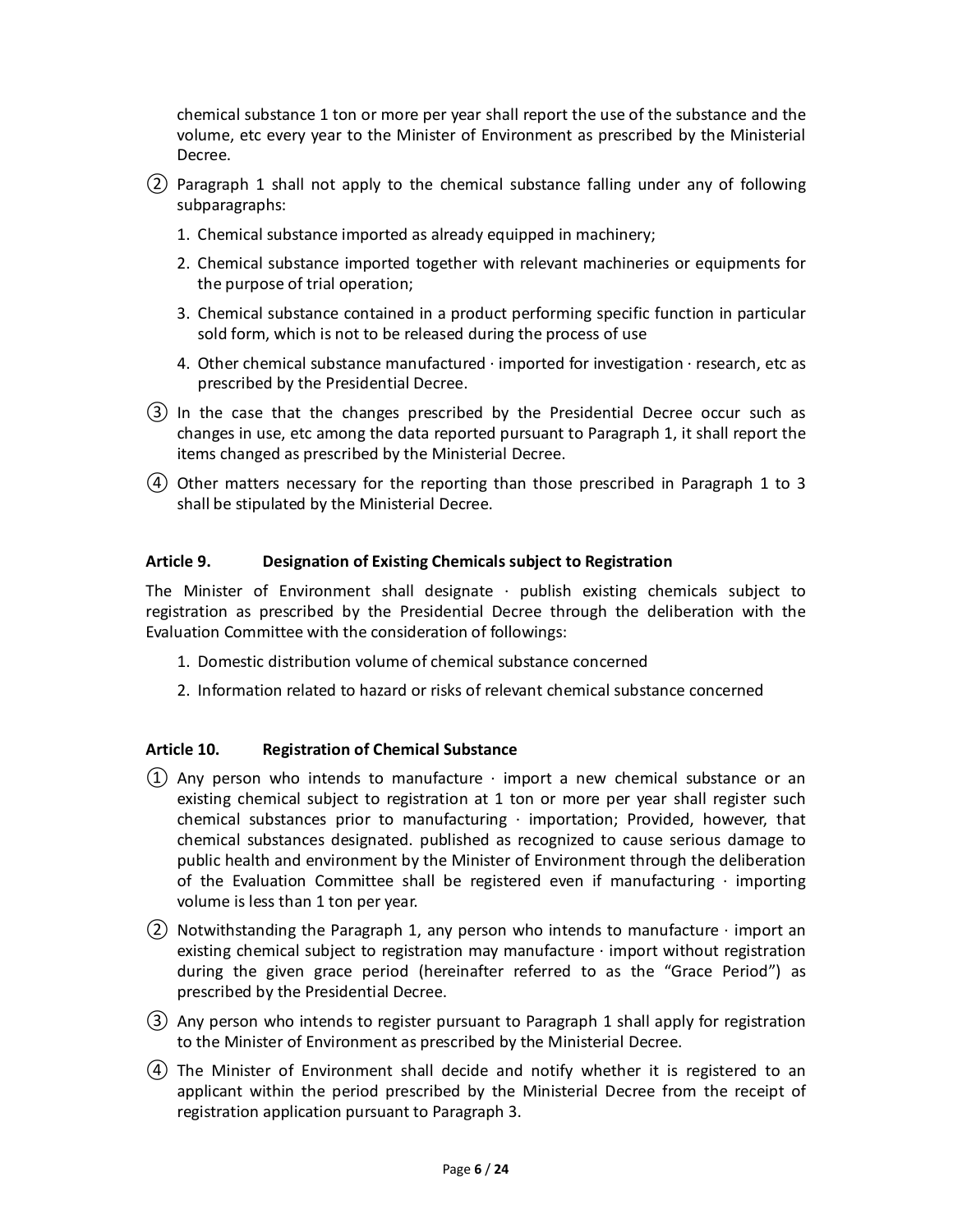chemical substance 1 ton or more per year shall report the use of the substance and the volume, etc every year to the Minister of Environment as prescribed by the Ministerial Decree.

② Paragraph 1 shall not apply to the chemical substance falling under any of following subparagraphs:

1. Chemical substance imported as already equipped in machinery;
2. Chemical substance imported together with relevant machineries or equipments for the purpose of trial operation;
3. Chemical substance contained in a product performing specific function in particular sold form, which is not to be released during the process of use
4. Other chemical substance manufactured · imported for investigation · research, etc as prescribed by the Presidential Decree.

③ In the case that the changes prescribed by the Presidential Decree occur such as changes in use, etc among the data reported pursuant to Paragraph 1, it shall report the items changed as prescribed by the Ministerial Decree.

④ Other matters necessary for the reporting than those prescribed in Paragraph 1 to 3 shall be stipulated by the Ministerial Decree.

### Article 9. Designation of Existing Chemicals subject to Registration

The Minister of Environment shall designate · publish existing chemicals subject to registration as prescribed by the Presidential Decree through the deliberation with the Evaluation Committee with the consideration of followings:

1. Domestic distribution volume of chemical substance concerned
2. Information related to hazard or risks of relevant chemical substance concerned

### Article 10. Registration of Chemical Substance

① Any person who intends to manufacture · import a new chemical substance or an existing chemical subject to registration at 1 ton or more per year shall register such chemical substances prior to manufacturing · importation; Provided, however, that chemical substances designated. published as recognized to cause serious damage to public health and environment by the Minister of Environment through the deliberation of the Evaluation Committee shall be registered even if manufacturing · importing volume is less than 1 ton per year.

② Notwithstanding the Paragraph 1, any person who intends to manufacture · import an existing chemical subject to registration may manufacture · import without registration during the given grace period (hereinafter referred to as the "Grace Period") as prescribed by the Presidential Decree.

③ Any person who intends to register pursuant to Paragraph 1 shall apply for registration to the Minister of Environment as prescribed by the Ministerial Decree.

④ The Minister of Environment shall decide and notify whether it is registered to an applicant within the period prescribed by the Ministerial Decree from the receipt of registration application pursuant to Paragraph 3.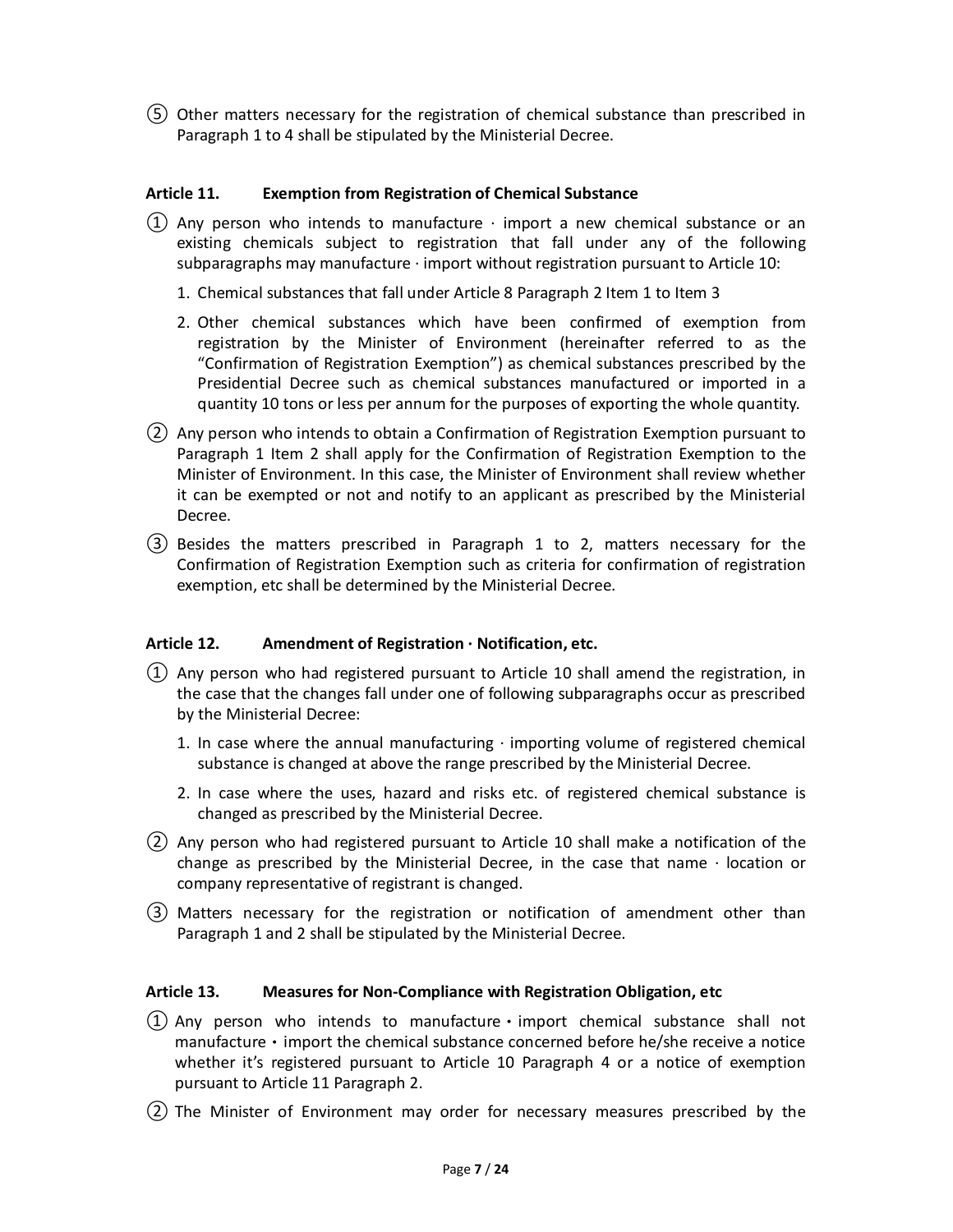⑤ Other matters necessary for the registration of chemical substance than prescribed in Paragraph 1 to 4 shall be stipulated by the Ministerial Decree.

### Article 11. Exemption from Registration of Chemical Substance

① Any person who intends to manufacture · import a new chemical substance or an existing chemicals subject to registration that fall under any of the following subparagraphs may manufacture · import without registration pursuant to Article 10:

1. Chemical substances that fall under Article 8 Paragraph 2 Item 1 to Item 3
2. Other chemical substances which have been confirmed of exemption from registration by the Minister of Environment (hereinafter referred to as the "Confirmation of Registration Exemption") as chemical substances prescribed by the Presidential Decree such as chemical substances manufactured or imported in a quantity 10 tons or less per annum for the purposes of exporting the whole quantity.

② Any person who intends to obtain a Confirmation of Registration Exemption pursuant to Paragraph 1 Item 2 shall apply for the Confirmation of Registration Exemption to the Minister of Environment. In this case, the Minister of Environment shall review whether it can be exempted or not and notify to an applicant as prescribed by the Ministerial Decree.

③ Besides the matters prescribed in Paragraph 1 to 2, matters necessary for the Confirmation of Registration Exemption such as criteria for confirmation of registration exemption, etc shall be determined by the Ministerial Decree.

### Article 12. Amendment of Registration · Notification, etc.

① Any person who had registered pursuant to Article 10 shall amend the registration, in the case that the changes fall under one of following subparagraphs occur as prescribed by the Ministerial Decree:

1. In case where the annual manufacturing · importing volume of registered chemical substance is changed at above the range prescribed by the Ministerial Decree.
2. In case where the uses, hazard and risks etc. of registered chemical substance is changed as prescribed by the Ministerial Decree.

② Any person who had registered pursuant to Article 10 shall make a notification of the change as prescribed by the Ministerial Decree, in the case that name · location or company representative of registrant is changed.

③ Matters necessary for the registration or notification of amendment other than Paragraph 1 and 2 shall be stipulated by the Ministerial Decree.

### Article 13. Measures for Non-Compliance with Registration Obligation, etc

① Any person who intends to manufacture・import chemical substance shall not manufacture・import the chemical substance concerned before he/she receive a notice whether it's registered pursuant to Article 10 Paragraph 4 or a notice of exemption pursuant to Article 11 Paragraph 2.

② The Minister of Environment may order for necessary measures prescribed by the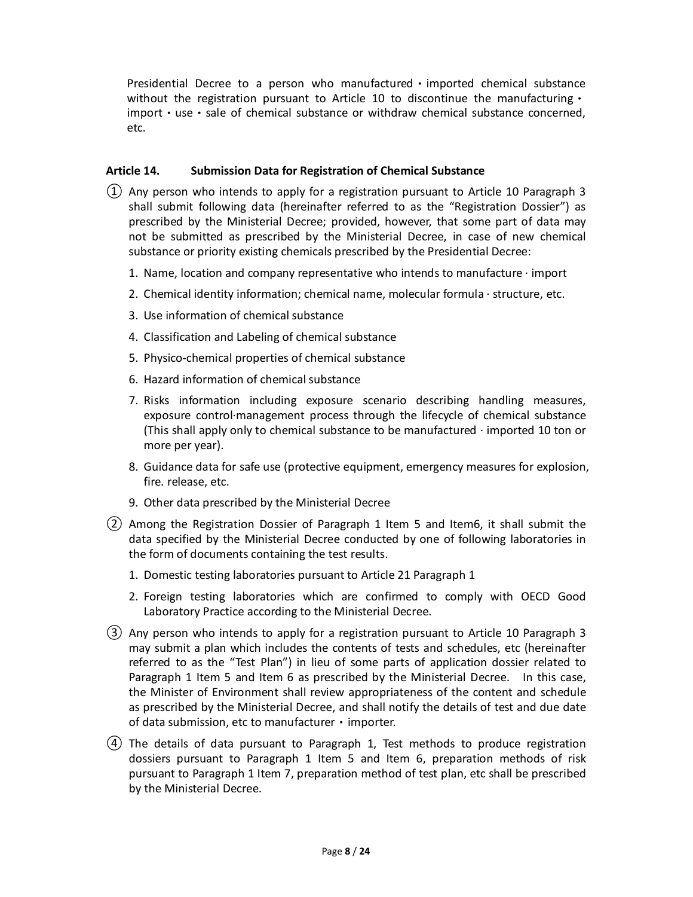Presidential Decree to a person who manufactured・imported chemical substance without the registration pursuant to Article 10 to discontinue the manufacturing・import・use・sale of chemical substance or withdraw chemical substance concerned, etc.

**Article 14. Submission Data for Registration of Chemical Substance**

① Any person who intends to apply for a registration pursuant to Article 10 Paragraph 3 shall submit following data (hereinafter referred to as the "Registration Dossier") as prescribed by the Ministerial Decree; provided, however, that some part of data may not be submitted as prescribed by the Ministerial Decree, in case of new chemical substance or priority existing chemicals prescribed by the Presidential Decree:

1. Name, location and company representative who intends to manufacture · import
2. Chemical identity information; chemical name, molecular formula · structure, etc.
3. Use information of chemical substance
4. Classification and Labeling of chemical substance
5. Physico-chemical properties of chemical substance
6. Hazard information of chemical substance
7. Risks information including exposure scenario describing handling measures, exposure control·management process through the lifecycle of chemical substance (This shall apply only to chemical substance to be manufactured · imported 10 ton or more per year).
8. Guidance data for safe use (protective equipment, emergency measures for explosion, fire. release, etc.
9. Other data prescribed by the Ministerial Decree

② Among the Registration Dossier of Paragraph 1 Item 5 and Item6, it shall submit the data specified by the Ministerial Decree conducted by one of following laboratories in the form of documents containing the test results.

1. Domestic testing laboratories pursuant to Article 21 Paragraph 1
2. Foreign testing laboratories which are confirmed to comply with OECD Good Laboratory Practice according to the Ministerial Decree.

③ Any person who intends to apply for a registration pursuant to Article 10 Paragraph 3 may submit a plan which includes the contents of tests and schedules, etc (hereinafter referred to as the "Test Plan") in lieu of some parts of application dossier related to Paragraph 1 Item 5 and Item 6 as prescribed by the Ministerial Decree. In this case, the Minister of Environment shall review appropriateness of the content and schedule as prescribed by the Ministerial Decree, and shall notify the details of test and due date of data submission, etc to manufacturer・importer.

④ The details of data pursuant to Paragraph 1, Test methods to produce registration dossiers pursuant to Paragraph 1 Item 5 and Item 6, preparation methods of risk pursuant to Paragraph 1 Item 7, preparation method of test plan, etc shall be prescribed by the Ministerial Decree.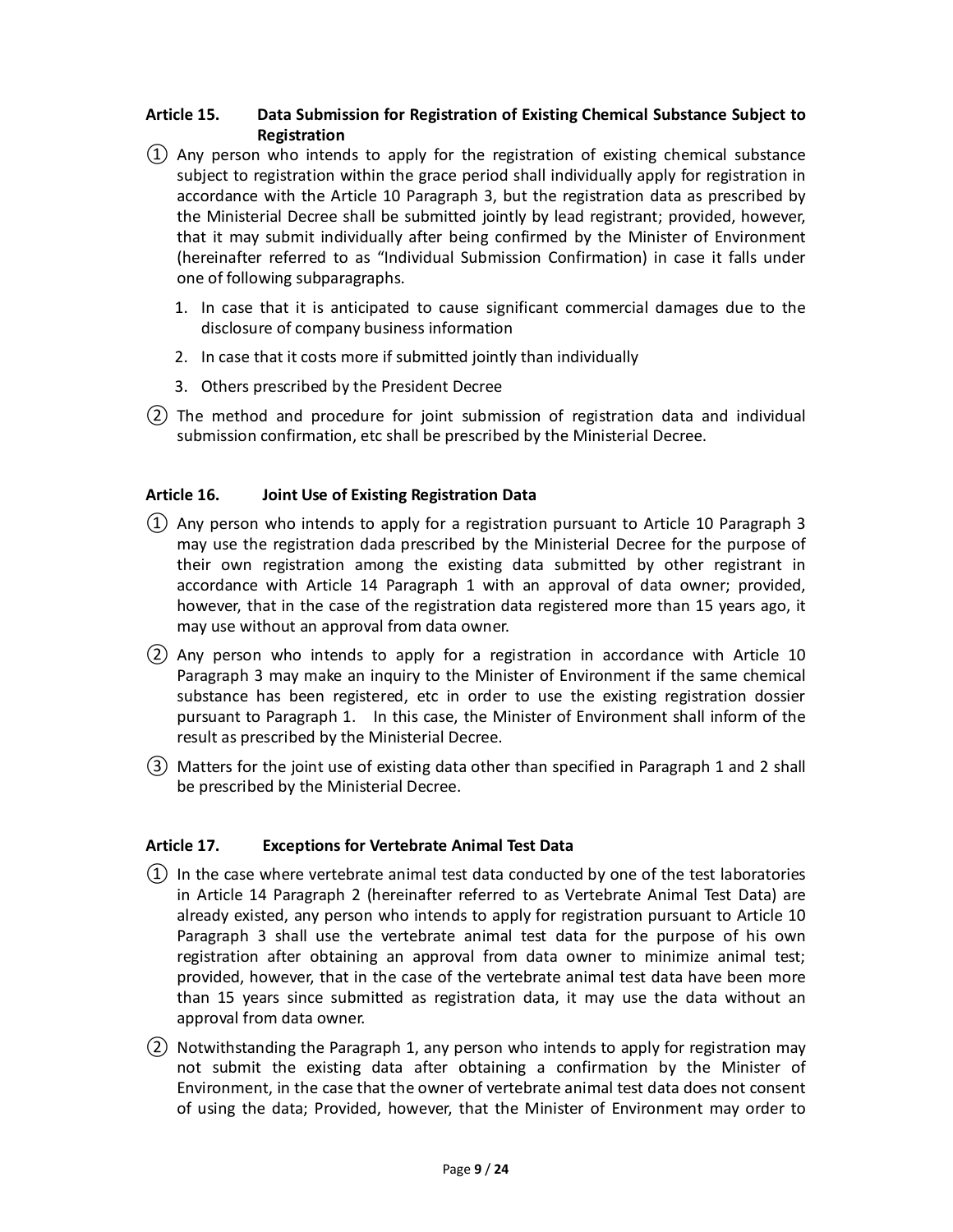### Article 15. Data Submission for Registration of Existing Chemical Substance Subject to Registration

① Any person who intends to apply for the registration of existing chemical substance subject to registration within the grace period shall individually apply for registration in accordance with the Article 10 Paragraph 3, but the registration data as prescribed by the Ministerial Decree shall be submitted jointly by lead registrant; provided, however, that it may submit individually after being confirmed by the Minister of Environment (hereinafter referred to as "Individual Submission Confirmation) in case it falls under one of following subparagraphs.

1. In case that it is anticipated to cause significant commercial damages due to the disclosure of company business information
2. In case that it costs more if submitted jointly than individually
3. Others prescribed by the President Decree

② The method and procedure for joint submission of registration data and individual submission confirmation, etc shall be prescribed by the Ministerial Decree.

### Article 16. Joint Use of Existing Registration Data

① Any person who intends to apply for a registration pursuant to Article 10 Paragraph 3 may use the registration dada prescribed by the Ministerial Decree for the purpose of their own registration among the existing data submitted by other registrant in accordance with Article 14 Paragraph 1 with an approval of data owner; provided, however, that in the case of the registration data registered more than 15 years ago, it may use without an approval from data owner.

② Any person who intends to apply for a registration in accordance with Article 10 Paragraph 3 may make an inquiry to the Minister of Environment if the same chemical substance has been registered, etc in order to use the existing registration dossier pursuant to Paragraph 1. In this case, the Minister of Environment shall inform of the result as prescribed by the Ministerial Decree.

③ Matters for the joint use of existing data other than specified in Paragraph 1 and 2 shall be prescribed by the Ministerial Decree.

### Article 17. Exceptions for Vertebrate Animal Test Data

① In the case where vertebrate animal test data conducted by one of the test laboratories in Article 14 Paragraph 2 (hereinafter referred to as Vertebrate Animal Test Data) are already existed, any person who intends to apply for registration pursuant to Article 10 Paragraph 3 shall use the vertebrate animal test data for the purpose of his own registration after obtaining an approval from data owner to minimize animal test; provided, however, that in the case of the vertebrate animal test data have been more than 15 years since submitted as registration data, it may use the data without an approval from data owner.

② Notwithstanding the Paragraph 1, any person who intends to apply for registration may not submit the existing data after obtaining a confirmation by the Minister of Environment, in the case that the owner of vertebrate animal test data does not consent of using the data; Provided, however, that the Minister of Environment may order to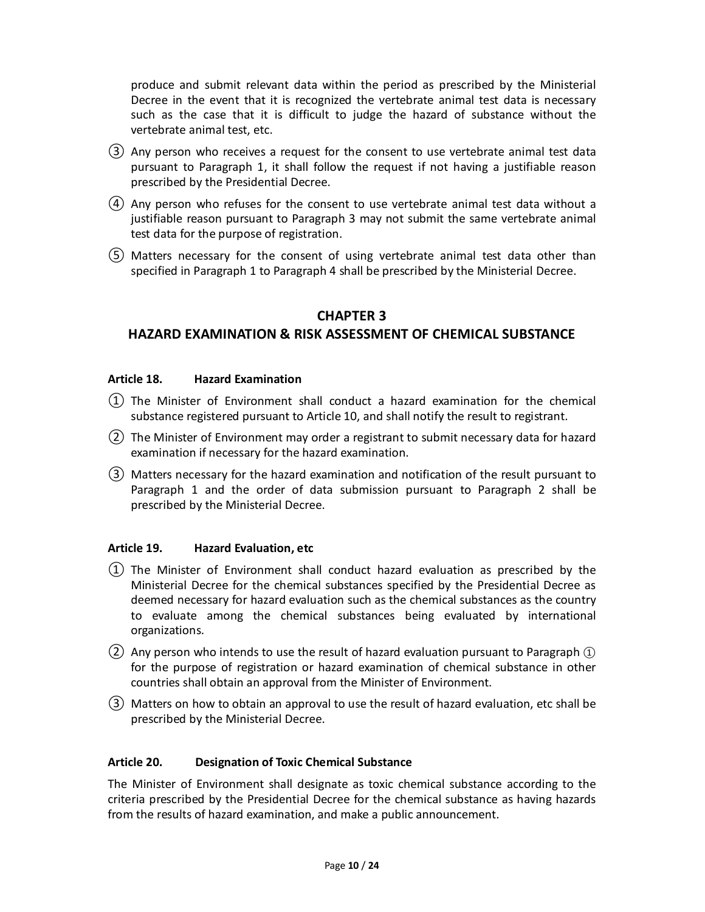produce and submit relevant data within the period as prescribed by the Ministerial Decree in the event that it is recognized the vertebrate animal test data is necessary such as the case that it is difficult to judge the hazard of substance without the vertebrate animal test, etc.

③ Any person who receives a request for the consent to use vertebrate animal test data pursuant to Paragraph 1, it shall follow the request if not having a justifiable reason prescribed by the Presidential Decree.

④ Any person who refuses for the consent to use vertebrate animal test data without a justifiable reason pursuant to Paragraph 3 may not submit the same vertebrate animal test data for the purpose of registration.

⑤ Matters necessary for the consent of using vertebrate animal test data other than specified in Paragraph 1 to Paragraph 4 shall be prescribed by the Ministerial Decree.

## CHAPTER 3
## HAZARD EXAMINATION & RISK ASSESSMENT OF CHEMICAL SUBSTANCE

**Article 18. Hazard Examination**

① The Minister of Environment shall conduct a hazard examination for the chemical substance registered pursuant to Article 10, and shall notify the result to registrant.

② The Minister of Environment may order a registrant to submit necessary data for hazard examination if necessary for the hazard examination.

③ Matters necessary for the hazard examination and notification of the result pursuant to Paragraph 1 and the order of data submission pursuant to Paragraph 2 shall be prescribed by the Ministerial Decree.

**Article 19. Hazard Evaluation, etc**

① The Minister of Environment shall conduct hazard evaluation as prescribed by the Ministerial Decree for the chemical substances specified by the Presidential Decree as deemed necessary for hazard evaluation such as the chemical substances as the country to evaluate among the chemical substances being evaluated by international organizations.

② Any person who intends to use the result of hazard evaluation pursuant to Paragraph ① for the purpose of registration or hazard examination of chemical substance in other countries shall obtain an approval from the Minister of Environment.

③ Matters on how to obtain an approval to use the result of hazard evaluation, etc shall be prescribed by the Ministerial Decree.

**Article 20. Designation of Toxic Chemical Substance**

The Minister of Environment shall designate as toxic chemical substance according to the criteria prescribed by the Presidential Decree for the chemical substance as having hazards from the results of hazard examination, and make a public announcement.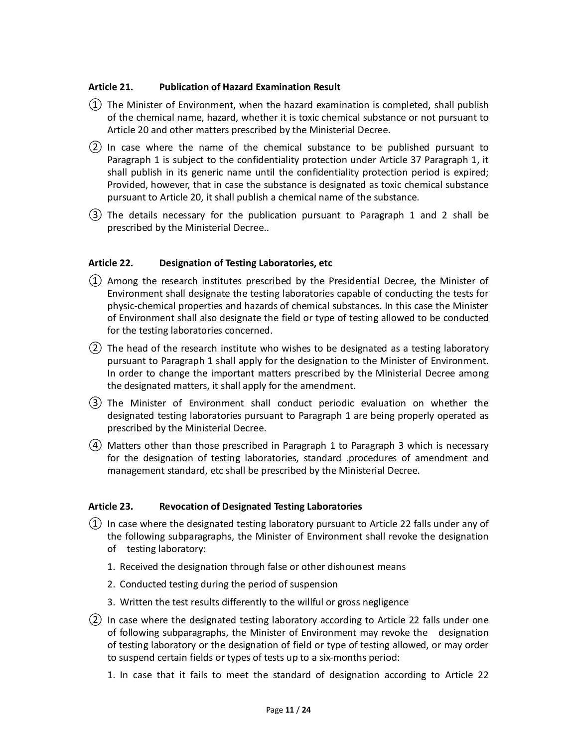### Article 21. Publication of Hazard Examination Result

① The Minister of Environment, when the hazard examination is completed, shall publish of the chemical name, hazard, whether it is toxic chemical substance or not pursuant to Article 20 and other matters prescribed by the Ministerial Decree.

② In case where the name of the chemical substance to be published pursuant to Paragraph 1 is subject to the confidentiality protection under Article 37 Paragraph 1, it shall publish in its generic name until the confidentiality protection period is expired; Provided, however, that in case the substance is designated as toxic chemical substance pursuant to Article 20, it shall publish a chemical name of the substance.

③ The details necessary for the publication pursuant to Paragraph 1 and 2 shall be prescribed by the Ministerial Decree..

### Article 22. Designation of Testing Laboratories, etc

① Among the research institutes prescribed by the Presidential Decree, the Minister of Environment shall designate the testing laboratories capable of conducting the tests for physic-chemical properties and hazards of chemical substances. In this case the Minister of Environment shall also designate the field or type of testing allowed to be conducted for the testing laboratories concerned.

② The head of the research institute who wishes to be designated as a testing laboratory pursuant to Paragraph 1 shall apply for the designation to the Minister of Environment. In order to change the important matters prescribed by the Ministerial Decree among the designated matters, it shall apply for the amendment.

③ The Minister of Environment shall conduct periodic evaluation on whether the designated testing laboratories pursuant to Paragraph 1 are being properly operated as prescribed by the Ministerial Decree.

④ Matters other than those prescribed in Paragraph 1 to Paragraph 3 which is necessary for the designation of testing laboratories, standard .procedures of amendment and management standard, etc shall be prescribed by the Ministerial Decree.

### Article 23. Revocation of Designated Testing Laboratories

① In case where the designated testing laboratory pursuant to Article 22 falls under any of the following subparagraphs, the Minister of Environment shall revoke the designation of testing laboratory:

1. Received the designation through false or other dishounest means
2. Conducted testing during the period of suspension
3. Written the test results differently to the willful or gross negligence

② In case where the designated testing laboratory according to Article 22 falls under one of following subparagraphs, the Minister of Environment may revoke the designation of testing laboratory or the designation of field or type of testing allowed, or may order to suspend certain fields or types of tests up to a six-months period:

1. In case that it fails to meet the standard of designation according to Article 22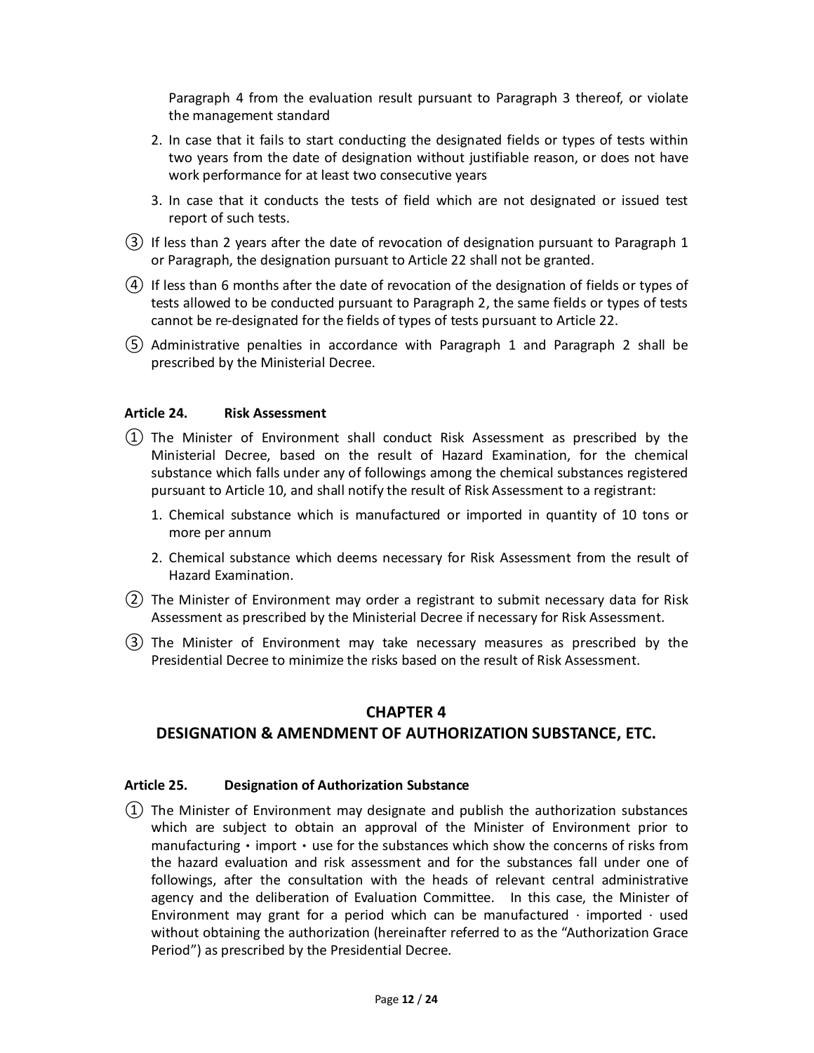Paragraph 4 from the evaluation result pursuant to Paragraph 3 thereof, or violate the management standard

2. In case that it fails to start conducting the designated fields or types of tests within two years from the date of designation without justifiable reason, or does not have work performance for at least two consecutive years
3. In case that it conducts the tests of field which are not designated or issued test report of such tests.

③ If less than 2 years after the date of revocation of designation pursuant to Paragraph 1 or Paragraph, the designation pursuant to Article 22 shall not be granted.

④ If less than 6 months after the date of revocation of the designation of fields or types of tests allowed to be conducted pursuant to Paragraph 2, the same fields or types of tests cannot be re-designated for the fields of types of tests pursuant to Article 22.

⑤ Administrative penalties in accordance with Paragraph 1 and Paragraph 2 shall be prescribed by the Ministerial Decree.

### Article 24. Risk Assessment

① The Minister of Environment shall conduct Risk Assessment as prescribed by the Ministerial Decree, based on the result of Hazard Examination, for the chemical substance which falls under any of followings among the chemical substances registered pursuant to Article 10, and shall notify the result of Risk Assessment to a registrant:

1. Chemical substance which is manufactured or imported in quantity of 10 tons or more per annum
2. Chemical substance which deems necessary for Risk Assessment from the result of Hazard Examination.

② The Minister of Environment may order a registrant to submit necessary data for Risk Assessment as prescribed by the Ministerial Decree if necessary for Risk Assessment.

③ The Minister of Environment may take necessary measures as prescribed by the Presidential Decree to minimize the risks based on the result of Risk Assessment.

## CHAPTER 4
## DESIGNATION & AMENDMENT OF AUTHORIZATION SUBSTANCE, ETC.

### Article 25. Designation of Authorization Substance

① The Minister of Environment may designate and publish the authorization substances which are subject to obtain an approval of the Minister of Environment prior to manufacturing・import・use for the substances which show the concerns of risks from the hazard evaluation and risk assessment and for the substances fall under one of followings, after the consultation with the heads of relevant central administrative agency and the deliberation of Evaluation Committee. In this case, the Minister of Environment may grant for a period which can be manufactured · imported · used without obtaining the authorization (hereinafter referred to as the "Authorization Grace Period") as prescribed by the Presidential Decree.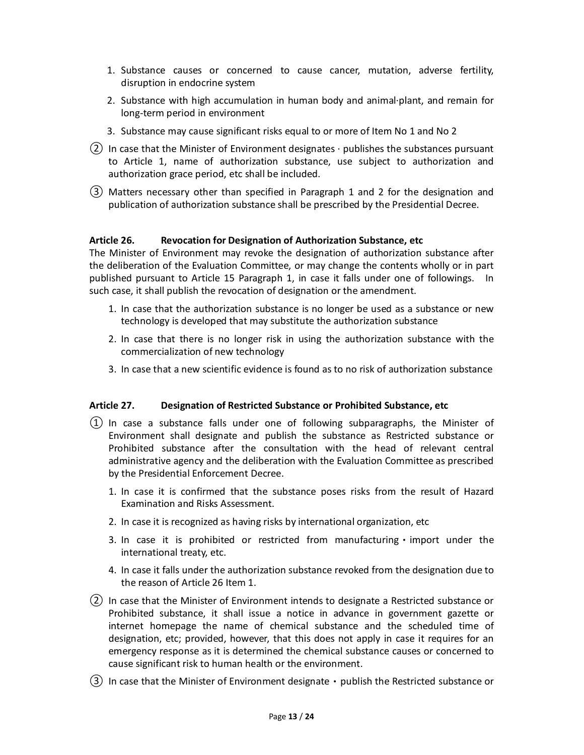1. Substance causes or concerned to cause cancer, mutation, adverse fertility, disruption in endocrine system
2. Substance with high accumulation in human body and animal·plant, and remain for long-term period in environment
3. Substance may cause significant risks equal to or more of Item No 1 and No 2

② In case that the Minister of Environment designates · publishes the substances pursuant to Article 1, name of authorization substance, use subject to authorization and authorization grace period, etc shall be included.

③ Matters necessary other than specified in Paragraph 1 and 2 for the designation and publication of authorization substance shall be prescribed by the Presidential Decree.

#### Article 26. Revocation for Designation of Authorization Substance, etc

The Minister of Environment may revoke the designation of authorization substance after the deliberation of the Evaluation Committee, or may change the contents wholly or in part published pursuant to Article 15 Paragraph 1, in case it falls under one of followings. In such case, it shall publish the revocation of designation or the amendment.

1. In case that the authorization substance is no longer be used as a substance or new technology is developed that may substitute the authorization substance
2. In case that there is no longer risk in using the authorization substance with the commercialization of new technology
3. In case that a new scientific evidence is found as to no risk of authorization substance

#### Article 27. Designation of Restricted Substance or Prohibited Substance, etc

① In case a substance falls under one of following subparagraphs, the Minister of Environment shall designate and publish the substance as Restricted substance or Prohibited substance after the consultation with the head of relevant central administrative agency and the deliberation with the Evaluation Committee as prescribed by the Presidential Enforcement Decree.

1. In case it is confirmed that the substance poses risks from the result of Hazard Examination and Risks Assessment.
2. In case it is recognized as having risks by international organization, etc
3. In case it is prohibited or restricted from manufacturing・import under the international treaty, etc.
4. In case it falls under the authorization substance revoked from the designation due to the reason of Article 26 Item 1.

② In case that the Minister of Environment intends to designate a Restricted substance or Prohibited substance, it shall issue a notice in advance in government gazette or internet homepage the name of chemical substance and the scheduled time of designation, etc; provided, however, that this does not apply in case it requires for an emergency response as it is determined the chemical substance causes or concerned to cause significant risk to human health or the environment.

③ In case that the Minister of Environment designate・publish the Restricted substance or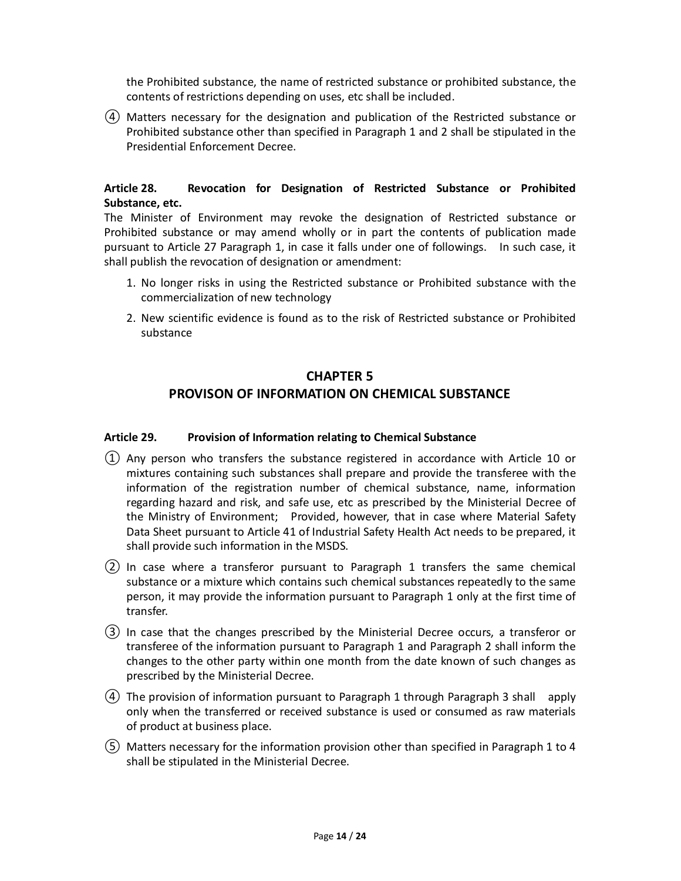the Prohibited substance, the name of restricted substance or prohibited substance, the contents of restrictions depending on uses, etc shall be included.

④ Matters necessary for the designation and publication of the Restricted substance or Prohibited substance other than specified in Paragraph 1 and 2 shall be stipulated in the Presidential Enforcement Decree.

**Article 28. Revocation for Designation of Restricted Substance or Prohibited Substance, etc.**

The Minister of Environment may revoke the designation of Restricted substance or Prohibited substance or may amend wholly or in part the contents of publication made pursuant to Article 27 Paragraph 1, in case it falls under one of followings. In such case, it shall publish the revocation of designation or amendment:

1. No longer risks in using the Restricted substance or Prohibited substance with the commercialization of new technology
2. New scientific evidence is found as to the risk of Restricted substance or Prohibited substance

## CHAPTER 5
## PROVISON OF INFORMATION ON CHEMICAL SUBSTANCE

**Article 29. Provision of Information relating to Chemical Substance**

① Any person who transfers the substance registered in accordance with Article 10 or mixtures containing such substances shall prepare and provide the transferee with the information of the registration number of chemical substance, name, information regarding hazard and risk, and safe use, etc as prescribed by the Ministerial Decree of the Ministry of Environment; Provided, however, that in case where Material Safety Data Sheet pursuant to Article 41 of Industrial Safety Health Act needs to be prepared, it shall provide such information in the MSDS.

② In case where a transferor pursuant to Paragraph 1 transfers the same chemical substance or a mixture which contains such chemical substances repeatedly to the same person, it may provide the information pursuant to Paragraph 1 only at the first time of transfer.

③ In case that the changes prescribed by the Ministerial Decree occurs, a transferor or transferee of the information pursuant to Paragraph 1 and Paragraph 2 shall inform the changes to the other party within one month from the date known of such changes as prescribed by the Ministerial Decree.

④ The provision of information pursuant to Paragraph 1 through Paragraph 3 shall apply only when the transferred or received substance is used or consumed as raw materials of product at business place.

⑤ Matters necessary for the information provision other than specified in Paragraph 1 to 4 shall be stipulated in the Ministerial Decree.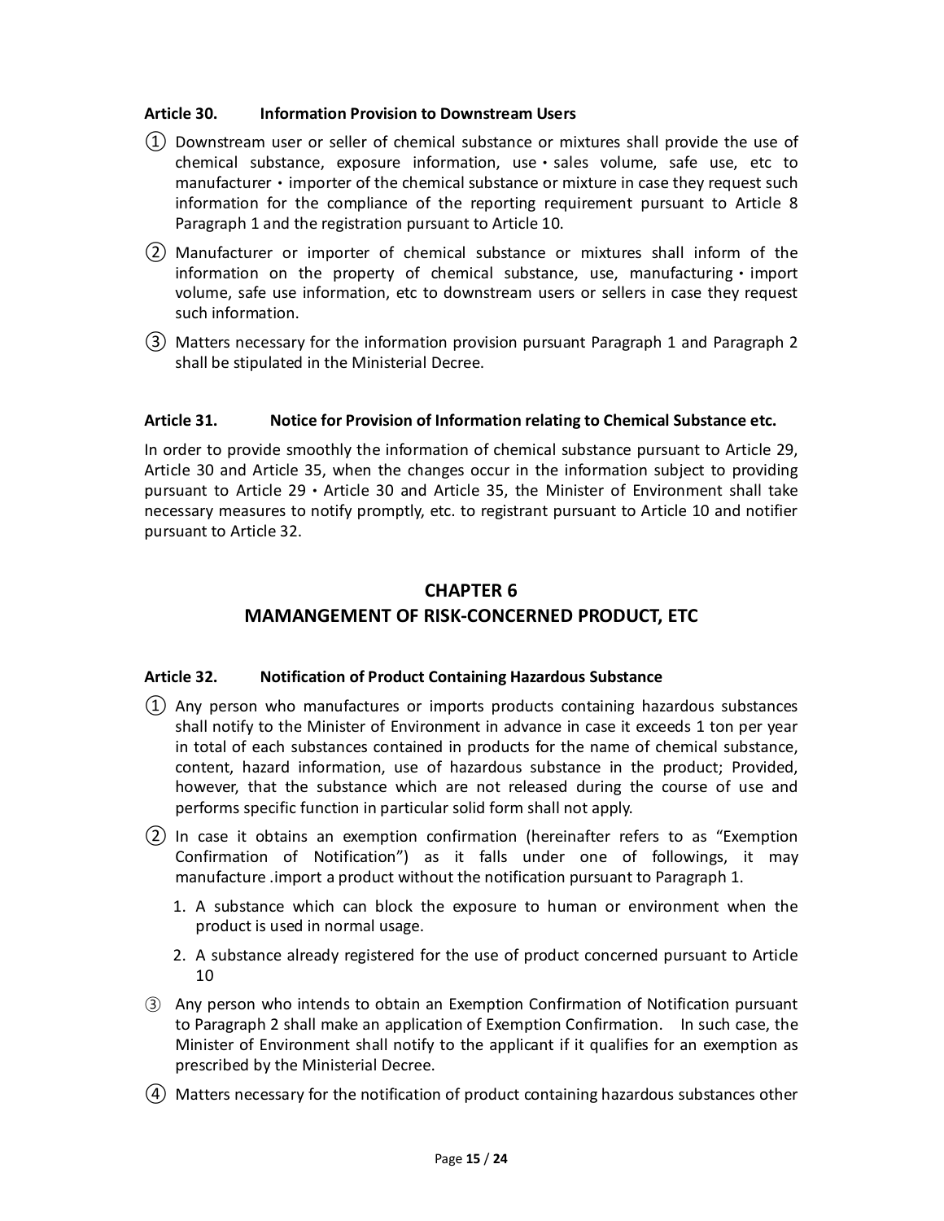**Article 30. Information Provision to Downstream Users**

① Downstream user or seller of chemical substance or mixtures shall provide the use of chemical substance, exposure information, use・sales volume, safe use, etc to manufacturer・importer of the chemical substance or mixture in case they request such information for the compliance of the reporting requirement pursuant to Article 8 Paragraph 1 and the registration pursuant to Article 10.

② Manufacturer or importer of chemical substance or mixtures shall inform of the information on the property of chemical substance, use, manufacturing・import volume, safe use information, etc to downstream users or sellers in case they request such information.

③ Matters necessary for the information provision pursuant Paragraph 1 and Paragraph 2 shall be stipulated in the Ministerial Decree.

**Article 31. Notice for Provision of Information relating to Chemical Substance etc.**

In order to provide smoothly the information of chemical substance pursuant to Article 29, Article 30 and Article 35, when the changes occur in the information subject to providing pursuant to Article 29・Article 30 and Article 35, the Minister of Environment shall take necessary measures to notify promptly, etc. to registrant pursuant to Article 10 and notifier pursuant to Article 32.

## CHAPTER 6
## MAMANGEMENT OF RISK-CONCERNED PRODUCT, ETC

**Article 32. Notification of Product Containing Hazardous Substance**

① Any person who manufactures or imports products containing hazardous substances shall notify to the Minister of Environment in advance in case it exceeds 1 ton per year in total of each substances contained in products for the name of chemical substance, content, hazard information, use of hazardous substance in the product; Provided, however, that the substance which are not released during the course of use and performs specific function in particular solid form shall not apply.

② In case it obtains an exemption confirmation (hereinafter refers to as "Exemption Confirmation of Notification") as it falls under one of followings, it may manufacture .import a product without the notification pursuant to Paragraph 1.

1. A substance which can block the exposure to human or environment when the product is used in normal usage.
2. A substance already registered for the use of product concerned pursuant to Article 10

③ Any person who intends to obtain an Exemption Confirmation of Notification pursuant to Paragraph 2 shall make an application of Exemption Confirmation. In such case, the Minister of Environment shall notify to the applicant if it qualifies for an exemption as prescribed by the Ministerial Decree.

④ Matters necessary for the notification of product containing hazardous substances other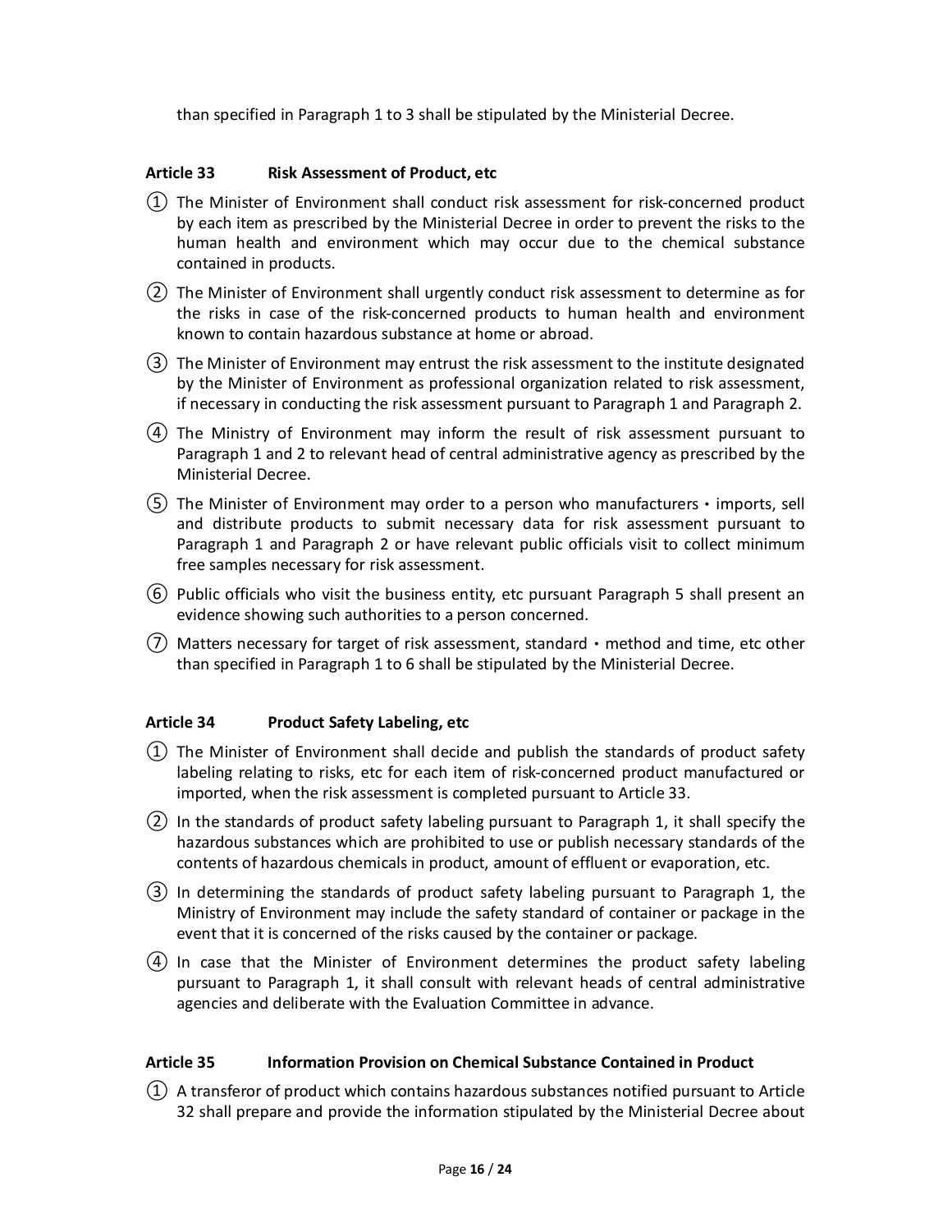than specified in Paragraph 1 to 3 shall be stipulated by the Ministerial Decree.

### Article 33 Risk Assessment of Product, etc

① The Minister of Environment shall conduct risk assessment for risk-concerned product by each item as prescribed by the Ministerial Decree in order to prevent the risks to the human health and environment which may occur due to the chemical substance contained in products.

② The Minister of Environment shall urgently conduct risk assessment to determine as for the risks in case of the risk-concerned products to human health and environment known to contain hazardous substance at home or abroad.

③ The Minister of Environment may entrust the risk assessment to the institute designated by the Minister of Environment as professional organization related to risk assessment, if necessary in conducting the risk assessment pursuant to Paragraph 1 and Paragraph 2.

④ The Ministry of Environment may inform the result of risk assessment pursuant to Paragraph 1 and 2 to relevant head of central administrative agency as prescribed by the Ministerial Decree.

⑤ The Minister of Environment may order to a person who manufacturers・imports, sell and distribute products to submit necessary data for risk assessment pursuant to Paragraph 1 and Paragraph 2 or have relevant public officials visit to collect minimum free samples necessary for risk assessment.

⑥ Public officials who visit the business entity, etc pursuant Paragraph 5 shall present an evidence showing such authorities to a person concerned.

⑦ Matters necessary for target of risk assessment, standard・method and time, etc other than specified in Paragraph 1 to 6 shall be stipulated by the Ministerial Decree.

### Article 34 Product Safety Labeling, etc

① The Minister of Environment shall decide and publish the standards of product safety labeling relating to risks, etc for each item of risk-concerned product manufactured or imported, when the risk assessment is completed pursuant to Article 33.

② In the standards of product safety labeling pursuant to Paragraph 1, it shall specify the hazardous substances which are prohibited to use or publish necessary standards of the contents of hazardous chemicals in product, amount of effluent or evaporation, etc.

③ In determining the standards of product safety labeling pursuant to Paragraph 1, the Ministry of Environment may include the safety standard of container or package in the event that it is concerned of the risks caused by the container or package.

④ In case that the Minister of Environment determines the product safety labeling pursuant to Paragraph 1, it shall consult with relevant heads of central administrative agencies and deliberate with the Evaluation Committee in advance.

### Article 35 Information Provision on Chemical Substance Contained in Product

① A transferor of product which contains hazardous substances notified pursuant to Article 32 shall prepare and provide the information stipulated by the Ministerial Decree about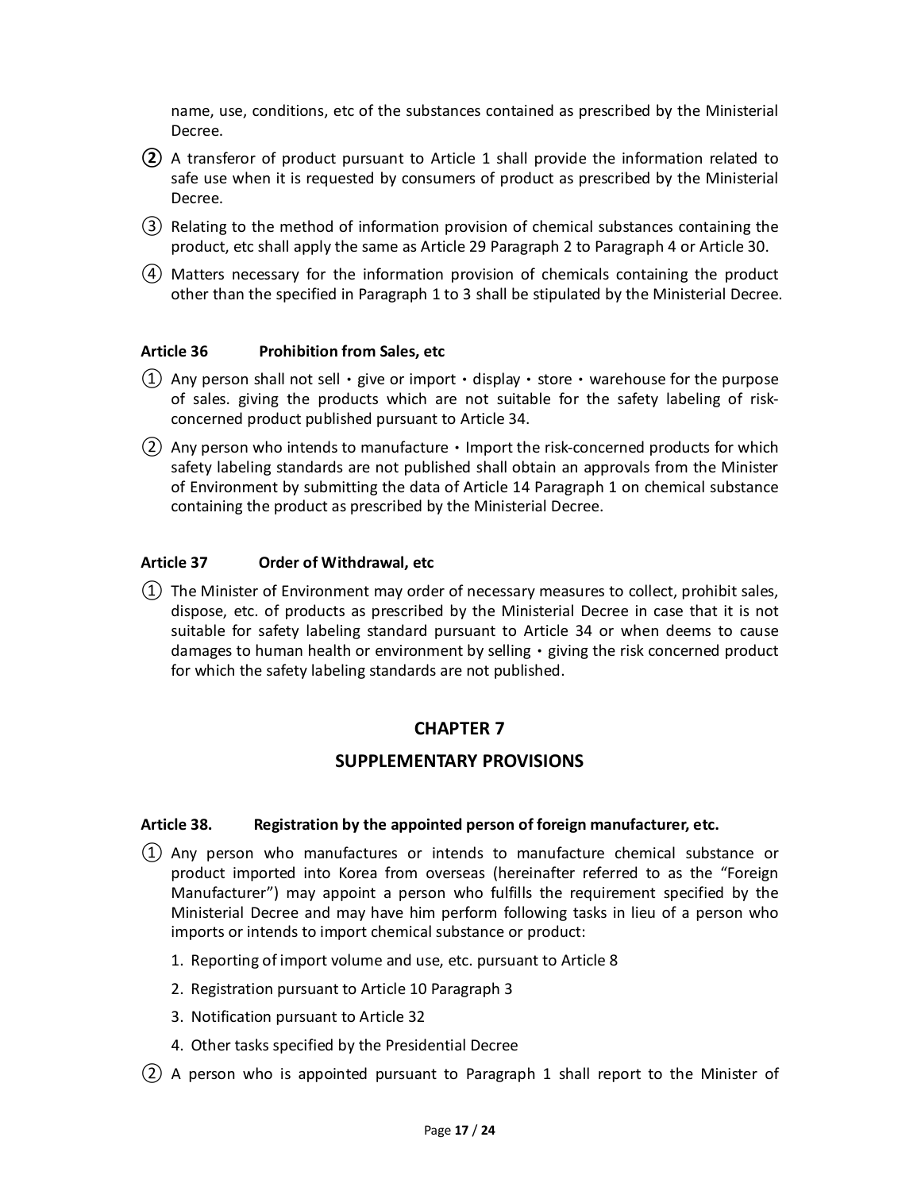name, use, conditions, etc of the substances contained as prescribed by the Ministerial Decree.

② A transferor of product pursuant to Article 1 shall provide the information related to safe use when it is requested by consumers of product as prescribed by the Ministerial Decree.

③ Relating to the method of information provision of chemical substances containing the product, etc shall apply the same as Article 29 Paragraph 2 to Paragraph 4 or Article 30.

④ Matters necessary for the information provision of chemicals containing the product other than the specified in Paragraph 1 to 3 shall be stipulated by the Ministerial Decree.

#### Article 36 Prohibition from Sales, etc

① Any person shall not sell・give or import・display・store・warehouse for the purpose of sales. giving the products which are not suitable for the safety labeling of risk-concerned product published pursuant to Article 34.

② Any person who intends to manufacture・Import the risk-concerned products for which safety labeling standards are not published shall obtain an approvals from the Minister of Environment by submitting the data of Article 14 Paragraph 1 on chemical substance containing the product as prescribed by the Ministerial Decree.

#### Article 37 Order of Withdrawal, etc

① The Minister of Environment may order of necessary measures to collect, prohibit sales, dispose, etc. of products as prescribed by the Ministerial Decree in case that it is not suitable for safety labeling standard pursuant to Article 34 or when deems to cause damages to human health or environment by selling・giving the risk concerned product for which the safety labeling standards are not published.

## CHAPTER 7

## SUPPLEMENTARY PROVISIONS

#### Article 38. Registration by the appointed person of foreign manufacturer, etc.

① Any person who manufactures or intends to manufacture chemical substance or product imported into Korea from overseas (hereinafter referred to as the "Foreign Manufacturer") may appoint a person who fulfills the requirement specified by the Ministerial Decree and may have him perform following tasks in lieu of a person who imports or intends to import chemical substance or product:

1. Reporting of import volume and use, etc. pursuant to Article 8
2. Registration pursuant to Article 10 Paragraph 3
3. Notification pursuant to Article 32
4. Other tasks specified by the Presidential Decree

② A person who is appointed pursuant to Paragraph 1 shall report to the Minister of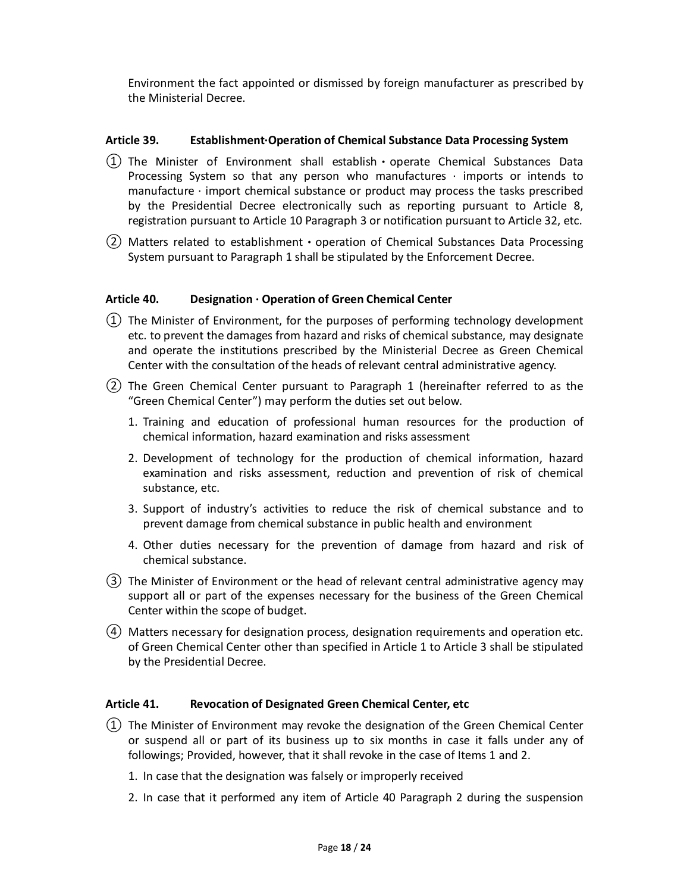Environment the fact appointed or dismissed by foreign manufacturer as prescribed by the Ministerial Decree.

### Article 39. Establishment·Operation of Chemical Substance Data Processing System

① The Minister of Environment shall establish · operate Chemical Substances Data Processing System so that any person who manufactures · imports or intends to manufacture · import chemical substance or product may process the tasks prescribed by the Presidential Decree electronically such as reporting pursuant to Article 8, registration pursuant to Article 10 Paragraph 3 or notification pursuant to Article 32, etc.

② Matters related to establishment · operation of Chemical Substances Data Processing System pursuant to Paragraph 1 shall be stipulated by the Enforcement Decree.

### Article 40. Designation · Operation of Green Chemical Center

① The Minister of Environment, for the purposes of performing technology development etc. to prevent the damages from hazard and risks of chemical substance, may designate and operate the institutions prescribed by the Ministerial Decree as Green Chemical Center with the consultation of the heads of relevant central administrative agency.

② The Green Chemical Center pursuant to Paragraph 1 (hereinafter referred to as the "Green Chemical Center") may perform the duties set out below.

1. Training and education of professional human resources for the production of chemical information, hazard examination and risks assessment
2. Development of technology for the production of chemical information, hazard examination and risks assessment, reduction and prevention of risk of chemical substance, etc.
3. Support of industry's activities to reduce the risk of chemical substance and to prevent damage from chemical substance in public health and environment
4. Other duties necessary for the prevention of damage from hazard and risk of chemical substance.

③ The Minister of Environment or the head of relevant central administrative agency may support all or part of the expenses necessary for the business of the Green Chemical Center within the scope of budget.

④ Matters necessary for designation process, designation requirements and operation etc. of Green Chemical Center other than specified in Article 1 to Article 3 shall be stipulated by the Presidential Decree.

### Article 41. Revocation of Designated Green Chemical Center, etc

① The Minister of Environment may revoke the designation of the Green Chemical Center or suspend all or part of its business up to six months in case it falls under any of followings; Provided, however, that it shall revoke in the case of Items 1 and 2.

1. In case that the designation was falsely or improperly received
2. In case that it performed any item of Article 40 Paragraph 2 during the suspension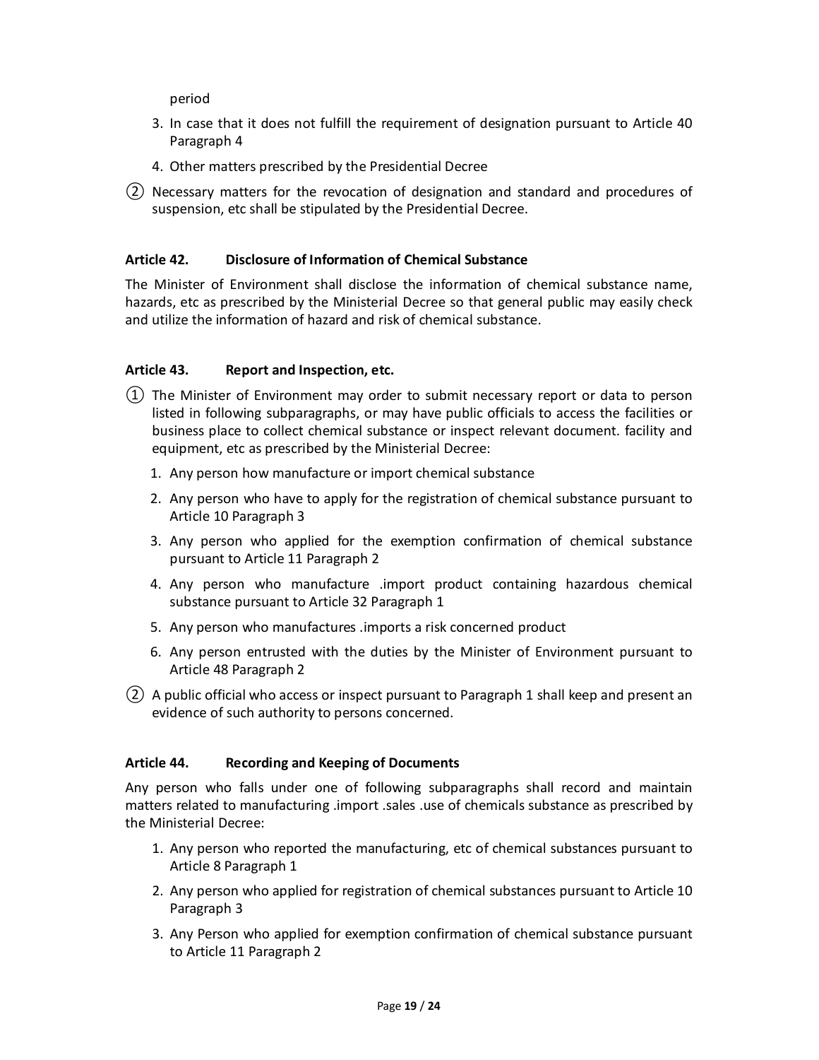period

3. In case that it does not fulfill the requirement of designation pursuant to Article 40 Paragraph 4
4. Other matters prescribed by the Presidential Decree

② Necessary matters for the revocation of designation and standard and procedures of suspension, etc shall be stipulated by the Presidential Decree.

#### Article 42. Disclosure of Information of Chemical Substance

The Minister of Environment shall disclose the information of chemical substance name, hazards, etc as prescribed by the Ministerial Decree so that general public may easily check and utilize the information of hazard and risk of chemical substance.

#### Article 43. Report and Inspection, etc.

① The Minister of Environment may order to submit necessary report or data to person listed in following subparagraphs, or may have public officials to access the facilities or business place to collect chemical substance or inspect relevant document. facility and equipment, etc as prescribed by the Ministerial Decree:

1. Any person how manufacture or import chemical substance
2. Any person who have to apply for the registration of chemical substance pursuant to Article 10 Paragraph 3
3. Any person who applied for the exemption confirmation of chemical substance pursuant to Article 11 Paragraph 2
4. Any person who manufacture .import product containing hazardous chemical substance pursuant to Article 32 Paragraph 1
5. Any person who manufactures .imports a risk concerned product
6. Any person entrusted with the duties by the Minister of Environment pursuant to Article 48 Paragraph 2

② A public official who access or inspect pursuant to Paragraph 1 shall keep and present an evidence of such authority to persons concerned.

#### Article 44. Recording and Keeping of Documents

Any person who falls under one of following subparagraphs shall record and maintain matters related to manufacturing .import .sales .use of chemicals substance as prescribed by the Ministerial Decree:

1. Any person who reported the manufacturing, etc of chemical substances pursuant to Article 8 Paragraph 1
2. Any person who applied for registration of chemical substances pursuant to Article 10 Paragraph 3
3. Any Person who applied for exemption confirmation of chemical substance pursuant to Article 11 Paragraph 2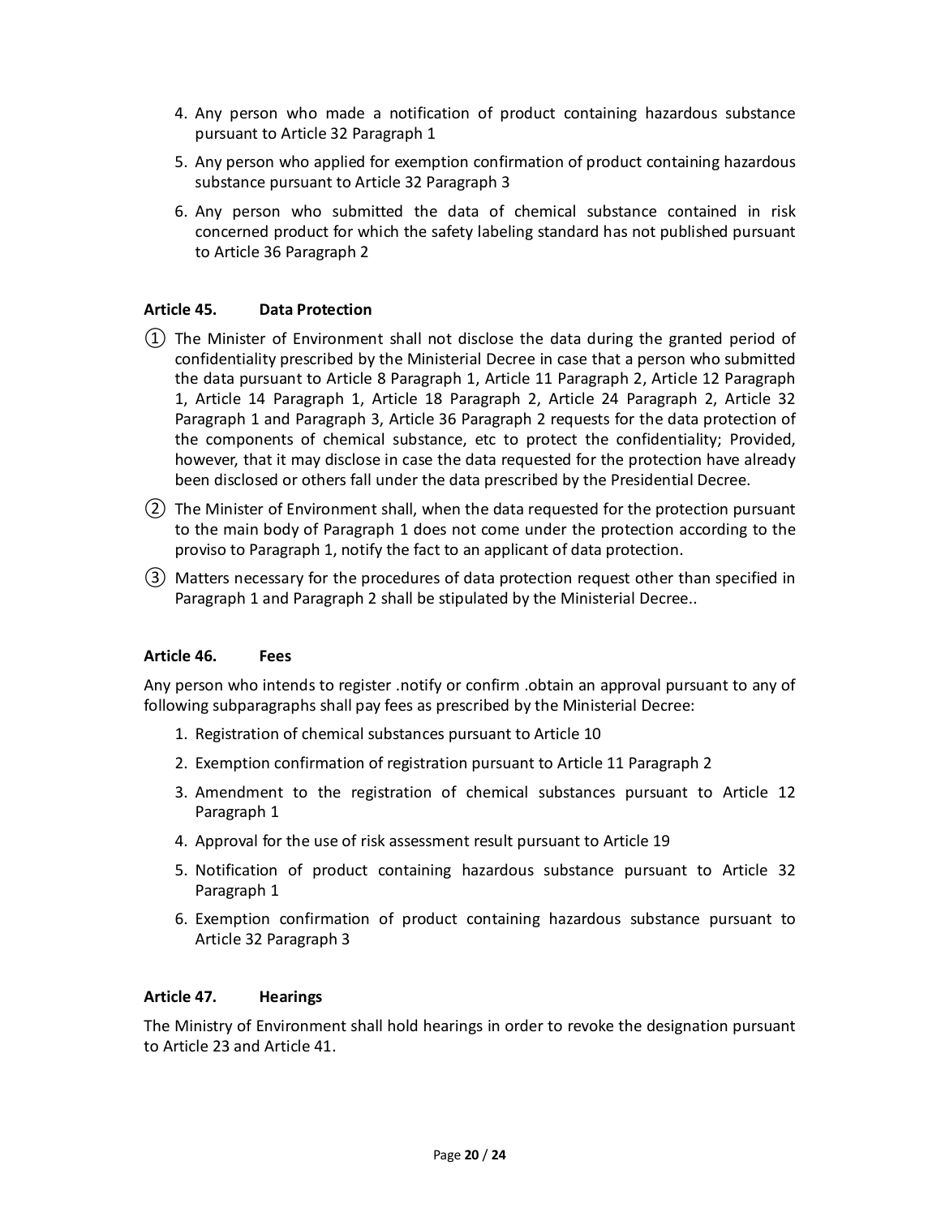4. Any person who made a notification of product containing hazardous substance pursuant to Article 32 Paragraph 1
5. Any person who applied for exemption confirmation of product containing hazardous substance pursuant to Article 32 Paragraph 3
6. Any person who submitted the data of chemical substance contained in risk concerned product for which the safety labeling standard has not published pursuant to Article 36 Paragraph 2

### Article 45. Data Protection

① The Minister of Environment shall not disclose the data during the granted period of confidentiality prescribed by the Ministerial Decree in case that a person who submitted the data pursuant to Article 8 Paragraph 1, Article 11 Paragraph 2, Article 12 Paragraph 1, Article 14 Paragraph 1, Article 18 Paragraph 2, Article 24 Paragraph 2, Article 32 Paragraph 1 and Paragraph 3, Article 36 Paragraph 2 requests for the data protection of the components of chemical substance, etc to protect the confidentiality; Provided, however, that it may disclose in case the data requested for the protection have already been disclosed or others fall under the data prescribed by the Presidential Decree.

② The Minister of Environment shall, when the data requested for the protection pursuant to the main body of Paragraph 1 does not come under the protection according to the proviso to Paragraph 1, notify the fact to an applicant of data protection.

③ Matters necessary for the procedures of data protection request other than specified in Paragraph 1 and Paragraph 2 shall be stipulated by the Ministerial Decree..

### Article 46. Fees

Any person who intends to register .notify or confirm .obtain an approval pursuant to any of following subparagraphs shall pay fees as prescribed by the Ministerial Decree:

1. Registration of chemical substances pursuant to Article 10
2. Exemption confirmation of registration pursuant to Article 11 Paragraph 2
3. Amendment to the registration of chemical substances pursuant to Article 12 Paragraph 1
4. Approval for the use of risk assessment result pursuant to Article 19
5. Notification of product containing hazardous substance pursuant to Article 32 Paragraph 1
6. Exemption confirmation of product containing hazardous substance pursuant to Article 32 Paragraph 3

### Article 47. Hearings

The Ministry of Environment shall hold hearings in order to revoke the designation pursuant to Article 23 and Article 41.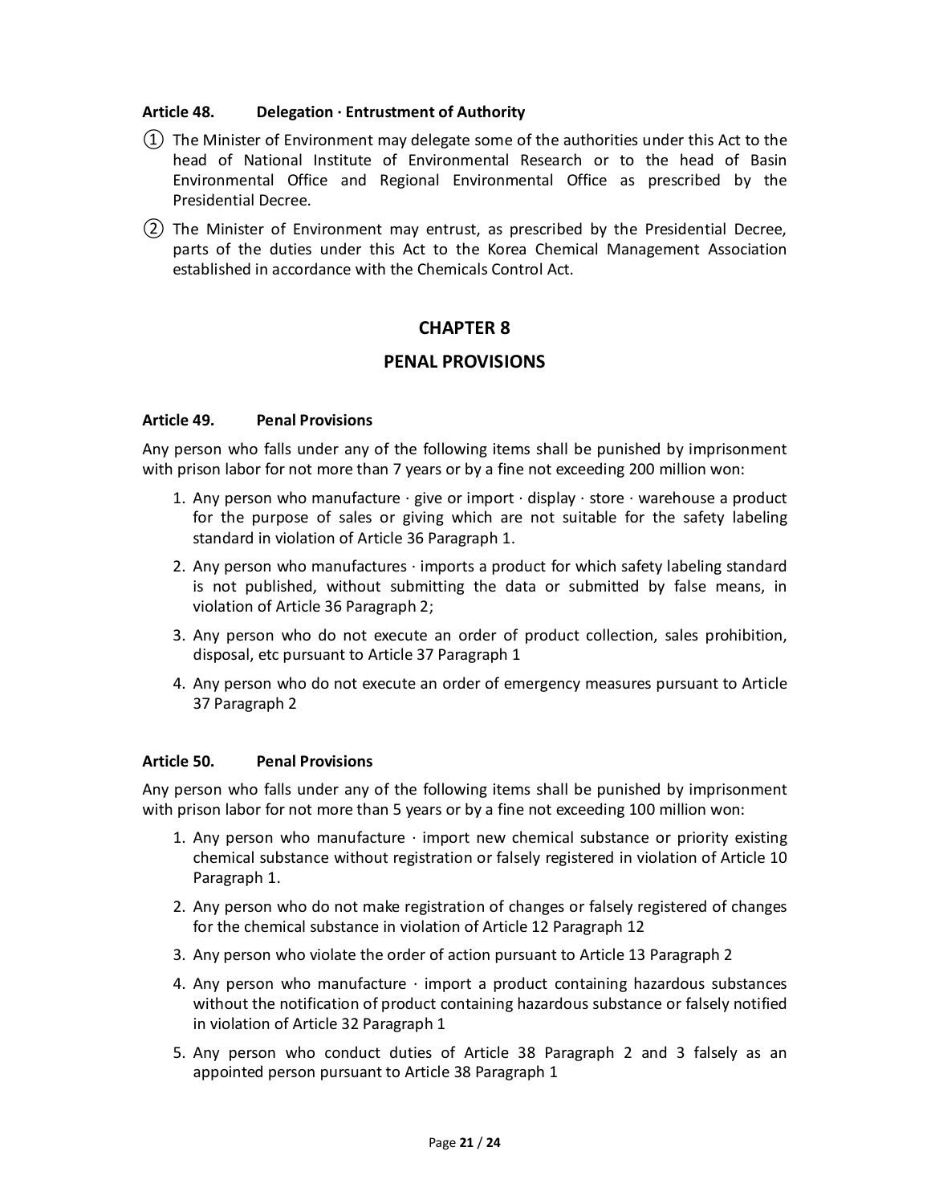**Article 48. Delegation · Entrustment of Authority**

① The Minister of Environment may delegate some of the authorities under this Act to the head of National Institute of Environmental Research or to the head of Basin Environmental Office and Regional Environmental Office as prescribed by the Presidential Decree.

② The Minister of Environment may entrust, as prescribed by the Presidential Decree, parts of the duties under this Act to the Korea Chemical Management Association established in accordance with the Chemicals Control Act.

## CHAPTER 8

## PENAL PROVISIONS

**Article 49. Penal Provisions**

Any person who falls under any of the following items shall be punished by imprisonment with prison labor for not more than 7 years or by a fine not exceeding 200 million won:

1. Any person who manufacture · give or import · display · store · warehouse a product for the purpose of sales or giving which are not suitable for the safety labeling standard in violation of Article 36 Paragraph 1.
2. Any person who manufactures · imports a product for which safety labeling standard is not published, without submitting the data or submitted by false means, in violation of Article 36 Paragraph 2;
3. Any person who do not execute an order of product collection, sales prohibition, disposal, etc pursuant to Article 37 Paragraph 1
4. Any person who do not execute an order of emergency measures pursuant to Article 37 Paragraph 2

**Article 50. Penal Provisions**

Any person who falls under any of the following items shall be punished by imprisonment with prison labor for not more than 5 years or by a fine not exceeding 100 million won:

1. Any person who manufacture · import new chemical substance or priority existing chemical substance without registration or falsely registered in violation of Article 10 Paragraph 1.
2. Any person who do not make registration of changes or falsely registered of changes for the chemical substance in violation of Article 12 Paragraph 12
3. Any person who violate the order of action pursuant to Article 13 Paragraph 2
4. Any person who manufacture · import a product containing hazardous substances without the notification of product containing hazardous substance or falsely notified in violation of Article 32 Paragraph 1
5. Any person who conduct duties of Article 38 Paragraph 2 and 3 falsely as an appointed person pursuant to Article 38 Paragraph 1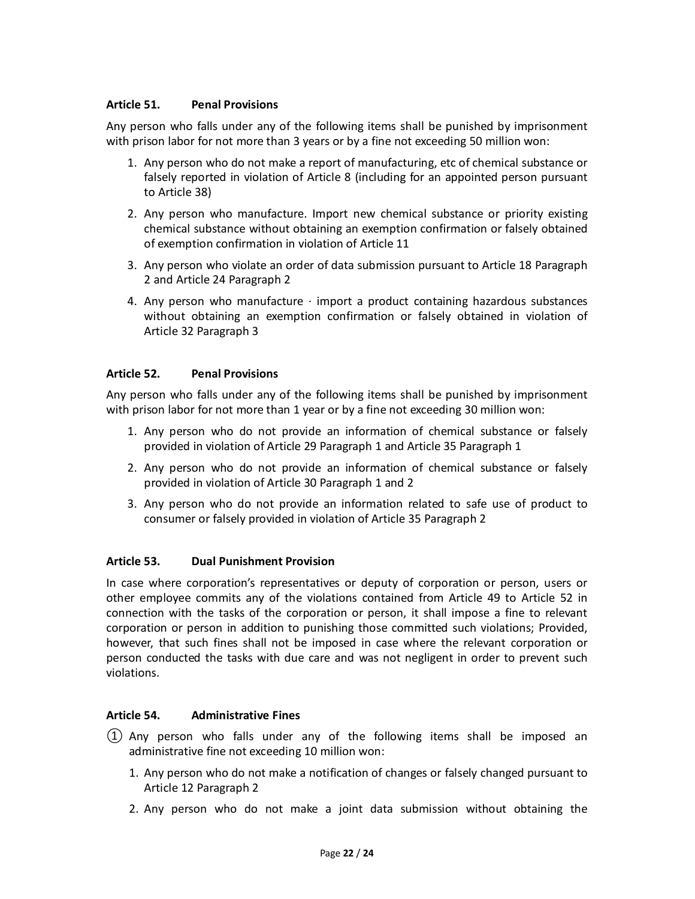### Article 51. Penal Provisions

Any person who falls under any of the following items shall be punished by imprisonment with prison labor for not more than 3 years or by a fine not exceeding 50 million won:

1. Any person who do not make a report of manufacturing, etc of chemical substance or falsely reported in violation of Article 8 (including for an appointed person pursuant to Article 38)
2. Any person who manufacture. Import new chemical substance or priority existing chemical substance without obtaining an exemption confirmation or falsely obtained of exemption confirmation in violation of Article 11
3. Any person who violate an order of data submission pursuant to Article 18 Paragraph 2 and Article 24 Paragraph 2
4. Any person who manufacture · import a product containing hazardous substances without obtaining an exemption confirmation or falsely obtained in violation of Article 32 Paragraph 3

### Article 52. Penal Provisions

Any person who falls under any of the following items shall be punished by imprisonment with prison labor for not more than 1 year or by a fine not exceeding 30 million won:

1. Any person who do not provide an information of chemical substance or falsely provided in violation of Article 29 Paragraph 1 and Article 35 Paragraph 1
2. Any person who do not provide an information of chemical substance or falsely provided in violation of Article 30 Paragraph 1 and 2
3. Any person who do not provide an information related to safe use of product to consumer or falsely provided in violation of Article 35 Paragraph 2

### Article 53. Dual Punishment Provision

In case where corporation's representatives or deputy of corporation or person, users or other employee commits any of the violations contained from Article 49 to Article 52 in connection with the tasks of the corporation or person, it shall impose a fine to relevant corporation or person in addition to punishing those committed such violations; Provided, however, that such fines shall not be imposed in case where the relevant corporation or person conducted the tasks with due care and was not negligent in order to prevent such violations.

### Article 54. Administrative Fines

① Any person who falls under any of the following items shall be imposed an administrative fine not exceeding 10 million won:

1. Any person who do not make a notification of changes or falsely changed pursuant to Article 12 Paragraph 2
2. Any person who do not make a joint data submission without obtaining the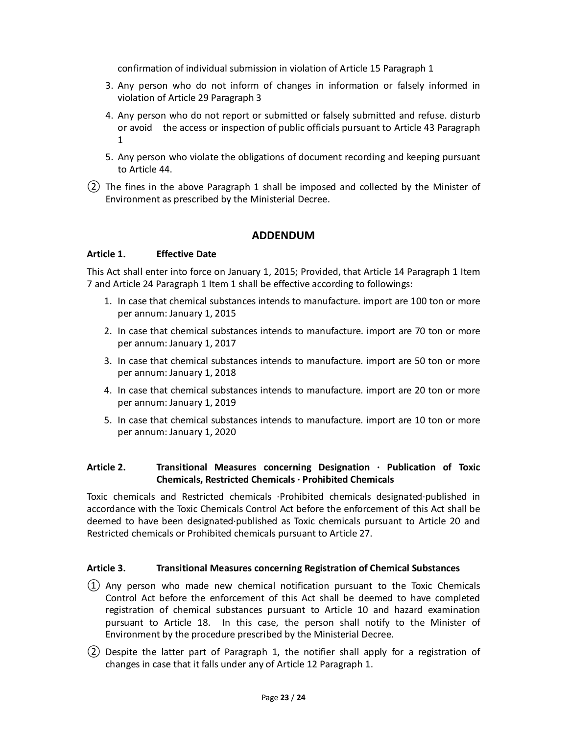confirmation of individual submission in violation of Article 15 Paragraph 1

3. Any person who do not inform of changes in information or falsely informed in violation of Article 29 Paragraph 3
4. Any person who do not report or submitted or falsely submitted and refuse. disturb or avoid the access or inspection of public officials pursuant to Article 43 Paragraph 1
5. Any person who violate the obligations of document recording and keeping pursuant to Article 44.

② The fines in the above Paragraph 1 shall be imposed and collected by the Minister of Environment as prescribed by the Ministerial Decree.

## ADDENDUM

**Article 1. Effective Date**

This Act shall enter into force on January 1, 2015; Provided, that Article 14 Paragraph 1 Item 7 and Article 24 Paragraph 1 Item 1 shall be effective according to followings:

1. In case that chemical substances intends to manufacture. import are 100 ton or more per annum: January 1, 2015
2. In case that chemical substances intends to manufacture. import are 70 ton or more per annum: January 1, 2017
3. In case that chemical substances intends to manufacture. import are 50 ton or more per annum: January 1, 2018
4. In case that chemical substances intends to manufacture. import are 20 ton or more per annum: January 1, 2019
5. In case that chemical substances intends to manufacture. import are 10 ton or more per annum: January 1, 2020

**Article 2. Transitional Measures concerning Designation · Publication of Toxic Chemicals, Restricted Chemicals · Prohibited Chemicals**

Toxic chemicals and Restricted chemicals ·Prohibited chemicals designated·published in accordance with the Toxic Chemicals Control Act before the enforcement of this Act shall be deemed to have been designated·published as Toxic chemicals pursuant to Article 20 and Restricted chemicals or Prohibited chemicals pursuant to Article 27.

**Article 3. Transitional Measures concerning Registration of Chemical Substances**

① Any person who made new chemical notification pursuant to the Toxic Chemicals Control Act before the enforcement of this Act shall be deemed to have completed registration of chemical substances pursuant to Article 10 and hazard examination pursuant to Article 18. In this case, the person shall notify to the Minister of Environment by the procedure prescribed by the Ministerial Decree.

② Despite the latter part of Paragraph 1, the notifier shall apply for a registration of changes in case that it falls under any of Article 12 Paragraph 1.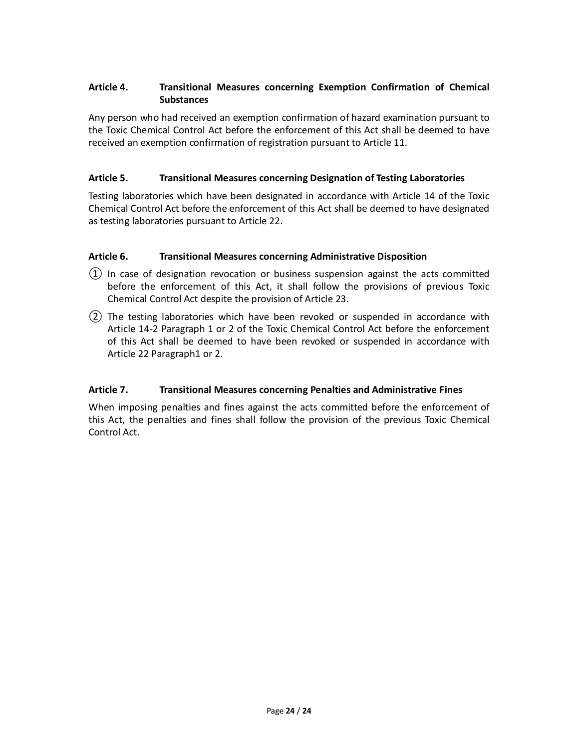**Article 4. Transitional Measures concerning Exemption Confirmation of Chemical Substances**

Any person who had received an exemption confirmation of hazard examination pursuant to the Toxic Chemical Control Act before the enforcement of this Act shall be deemed to have received an exemption confirmation of registration pursuant to Article 11.

**Article 5. Transitional Measures concerning Designation of Testing Laboratories**

Testing laboratories which have been designated in accordance with Article 14 of the Toxic Chemical Control Act before the enforcement of this Act shall be deemed to have designated as testing laboratories pursuant to Article 22.

**Article 6. Transitional Measures concerning Administrative Disposition**

① In case of designation revocation or business suspension against the acts committed before the enforcement of this Act, it shall follow the provisions of previous Toxic Chemical Control Act despite the provision of Article 23.

② The testing laboratories which have been revoked or suspended in accordance with Article 14-2 Paragraph 1 or 2 of the Toxic Chemical Control Act before the enforcement of this Act shall be deemed to have been revoked or suspended in accordance with Article 22 Paragraph1 or 2.

**Article 7. Transitional Measures concerning Penalties and Administrative Fines**

When imposing penalties and fines against the acts committed before the enforcement of this Act, the penalties and fines shall follow the provision of the previous Toxic Chemical Control Act.